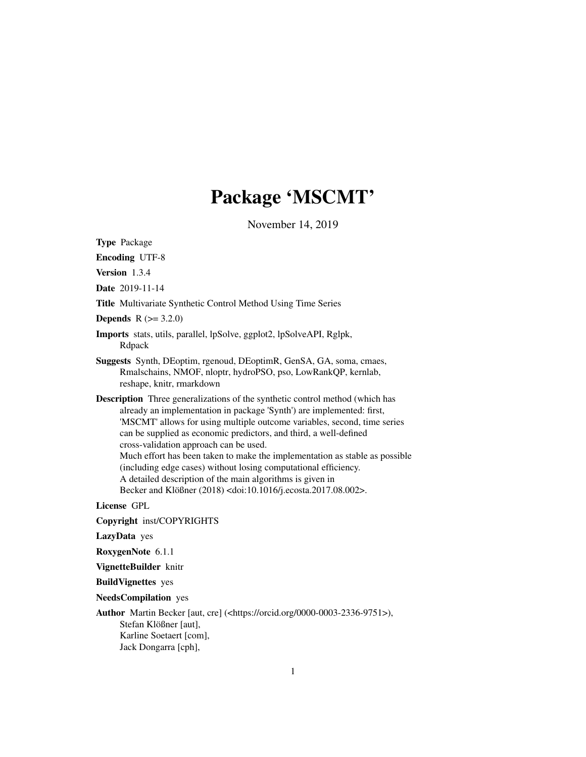# Package 'MSCMT'

November 14, 2019

**Type** Package

**Encoding** UTF-8

**Version** 1.3.4

**Date** 2019-11-14

**Title** Multivariate Synthetic Control Method Using Time Series

**Depends** R (>= 3.2.0)

**Imports** stats, utils, parallel, lpSolve, ggplot2, lpSolveAPI, Rglpk, Rdpack

**Suggests** Synth, DEoptim, rgenoud, DEoptimR, GenSA, GA, soma, cmaes, Rmalschains, NMOF, nloptr, hydroPSO, pso, LowRankQP, kernlab, reshape, knitr, rmarkdown

**Description** Three generalizations of the synthetic control method (which has already an implementation in package 'Synth') are implemented: first, 'MSCMT' allows for using multiple outcome variables, second, time series can be supplied as economic predictors, and third, a well-defined cross-validation approach can be used. Much effort has been taken to make the implementation as stable as possible (including edge cases) without losing computational efficiency. A detailed description of the main algorithms is given in Becker and Klößner (2018) <doi:10.1016/j.ecosta.2017.08.002>.

**License** GPL

**Copyright** inst/COPYRIGHTS

**LazyData** yes

**RoxygenNote** 6.1.1

**VignetteBuilder** knitr

**BuildVignettes** yes

**NeedsCompilation** yes

**Author** Martin Becker [aut, cre] (<https://orcid.org/0000-0003-2336-9751>),
Stefan Klößner [aut],
Karline Soetaert [com],
Jack Dongarra [cph],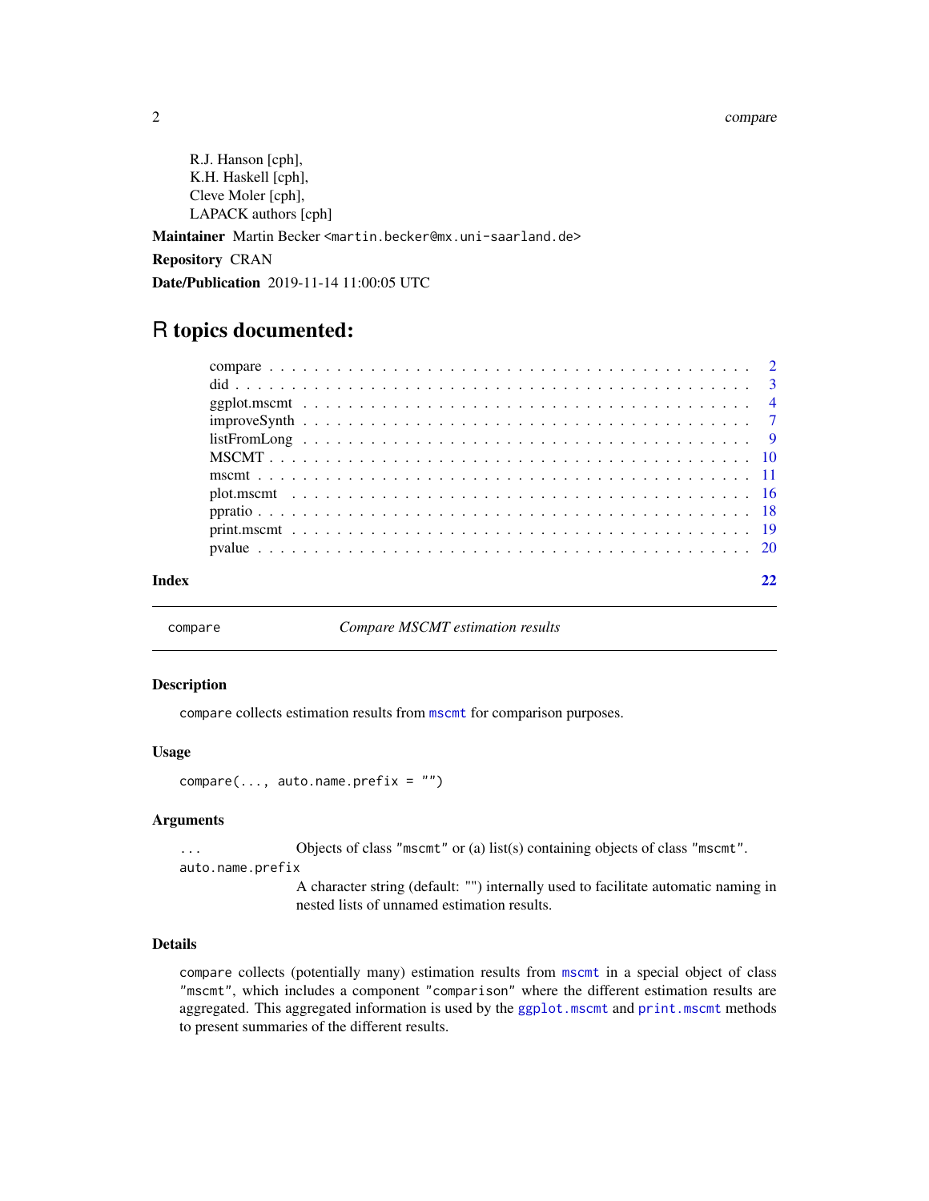R.J. Hanson [cph],
K.H. Haskell [cph],
Cleve Moler [cph],
LAPACK authors [cph]

**Maintainer** Martin Becker <martin.becker@mx.uni-saarland.de>

**Repository** CRAN

**Date/Publication** 2019-11-14 11:00:05 UTC

# R topics documented:

| | |
|---|---|
| compare | 2 |
| did | 3 |
| ggplot.mscmt | 4 |
| improveSynth | 7 |
| listFromLong | 9 |
| MSCMT | 10 |
| mscmt | 11 |
| plot.mscmt | 16 |
| ppratio | 18 |
| print.mscmt | 19 |
| pvalue | 20 |
| **Index** | **22** |

---

`compare` *Compare MSCMT estimation results*

---

## Description

`compare` collects estimation results from `mscmt` for comparison purposes.

## Usage

```
compare(..., auto.name.prefix = "")
```

## Arguments

`...` Objects of class `"mscmt"` or (a) list(s) containing objects of class `"mscmt"`.

`auto.name.prefix` A character string (default: "") internally used to facilitate automatic naming in nested lists of unnamed estimation results.

## Details

`compare` collects (potentially many) estimation results from `mscmt` in a special object of class `"mscmt"`, which includes a component `"comparison"` where the different estimation results are aggregated. This aggregated information is used by the `ggplot.mscmt` and `print.mscmt` methods to present summaries of the different results.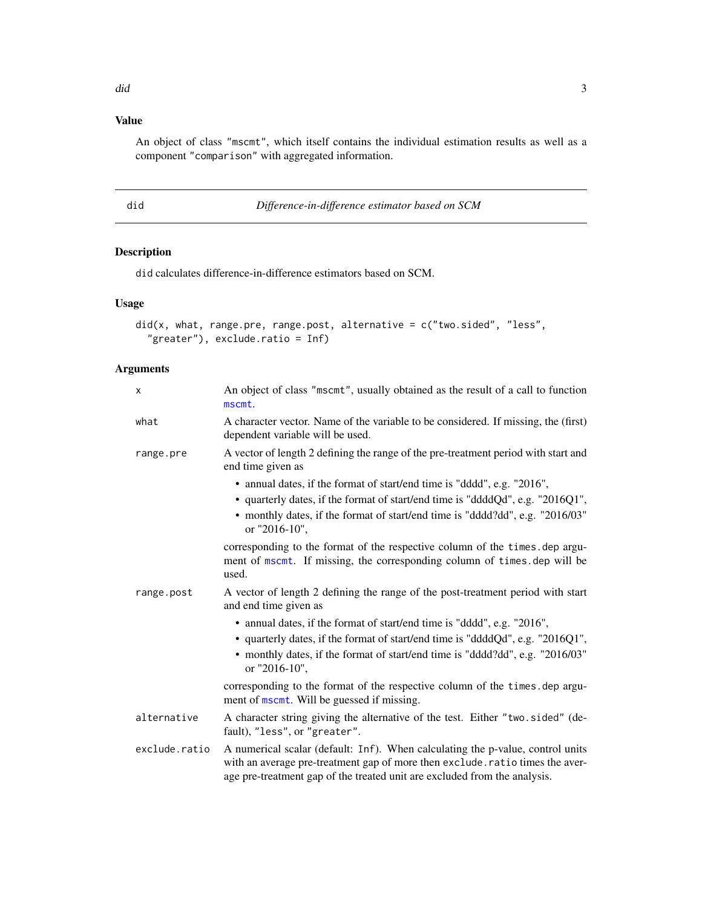## Value

An object of class "mscmt", which itself contains the individual estimation results as well as a component "comparison" with aggregated information.

---

# did — *Difference-in-difference estimator based on SCM*

## Description

did calculates difference-in-difference estimators based on SCM.

## Usage

```
did(x, what, range.pre, range.post, alternative = c("two.sided", "less",
  "greater"), exclude.ratio = Inf)
```

## Arguments

| Argument | Description |
|---|---|
| x | An object of class "mscmt", usually obtained as the result of a call to function mscmt. |
| what | A character vector. Name of the variable to be considered. If missing, the (first) dependent variable will be used. |
| range.pre | A vector of length 2 defining the range of the pre-treatment period with start and end time given as <br>• annual dates, if the format of start/end time is "dddd", e.g. "2016", <br>• quarterly dates, if the format of start/end time is "ddddQd", e.g. "2016Q1", <br>• monthly dates, if the format of start/end time is "dddd?dd", e.g. "2016/03" or "2016-10", <br>corresponding to the format of the respective column of the times.dep argument of mscmt. If missing, the corresponding column of times.dep will be used. |
| range.post | A vector of length 2 defining the range of the post-treatment period with start and end time given as <br>• annual dates, if the format of start/end time is "dddd", e.g. "2016", <br>• quarterly dates, if the format of start/end time is "ddddQd", e.g. "2016Q1", <br>• monthly dates, if the format of start/end time is "dddd?dd", e.g. "2016/03" or "2016-10", <br>corresponding to the format of the respective column of the times.dep argument of mscmt. Will be guessed if missing. |
| alternative | A character string giving the alternative of the test. Either "two.sided" (default), "less", or "greater". |
| exclude.ratio | A numerical scalar (default: Inf). When calculating the p-value, control units with an average pre-treatment gap of more then exclude.ratio times the average pre-treatment gap of the treated unit are excluded from the analysis. |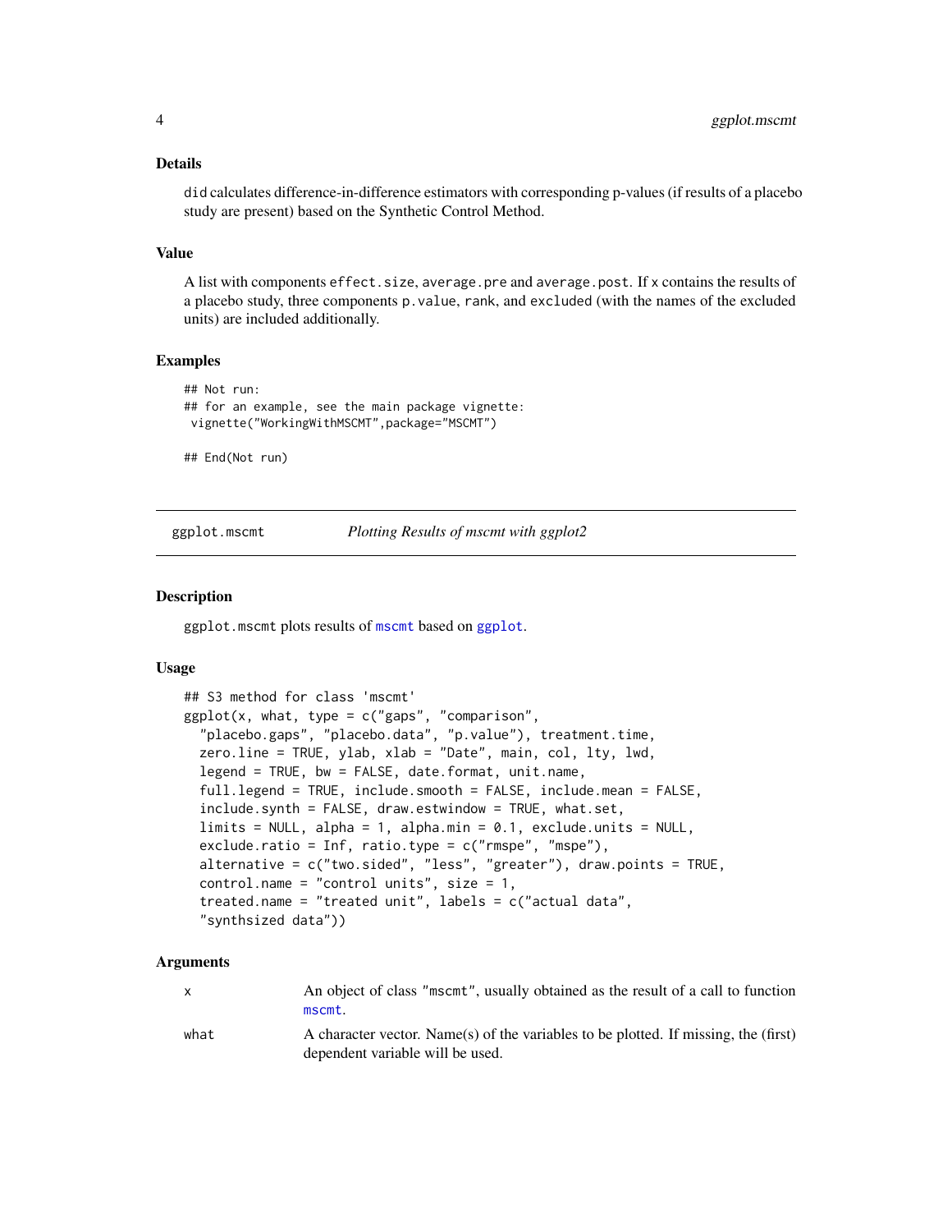### Details

`did` calculates difference-in-difference estimators with corresponding p-values (if results of a placebo study are present) based on the Synthetic Control Method.

### Value

A list with components `effect.size`, `average.pre` and `average.post`. If `x` contains the results of a placebo study, three components `p.value`, `rank`, and `excluded` (with the names of the excluded units) are included additionally.

### Examples

```
## Not run:
## for an example, see the main package vignette:
 vignette("WorkingWithMSCMT",package="MSCMT")

## End(Not run)
```

---

## ggplot.mscmt — *Plotting Results of mscmt with ggplot2*

---

### Description

`ggplot.mscmt` plots results of `mscmt` based on `ggplot`.

### Usage

```
## S3 method for class 'mscmt'
ggplot(x, what, type = c("gaps", "comparison",
  "placebo.gaps", "placebo.data", "p.value"), treatment.time,
  zero.line = TRUE, ylab, xlab = "Date", main, col, lty, lwd,
  legend = TRUE, bw = FALSE, date.format, unit.name,
  full.legend = TRUE, include.smooth = FALSE, include.mean = FALSE,
  include.synth = FALSE, draw.estwindow = TRUE, what.set,
  limits = NULL, alpha = 1, alpha.min = 0.1, exclude.units = NULL,
  exclude.ratio = Inf, ratio.type = c("rmspe", "mspe"),
  alternative = c("two.sided", "less", "greater"), draw.points = TRUE,
  control.name = "control units", size = 1,
  treated.name = "treated unit", labels = c("actual data",
  "synthsized data"))
```

### Arguments

| | |
|---|---|
| `x` | An object of class "mscmt", usually obtained as the result of a call to function `mscmt`. |
| `what` | A character vector. Name(s) of the variables to be plotted. If missing, the (first) dependent variable will be used. |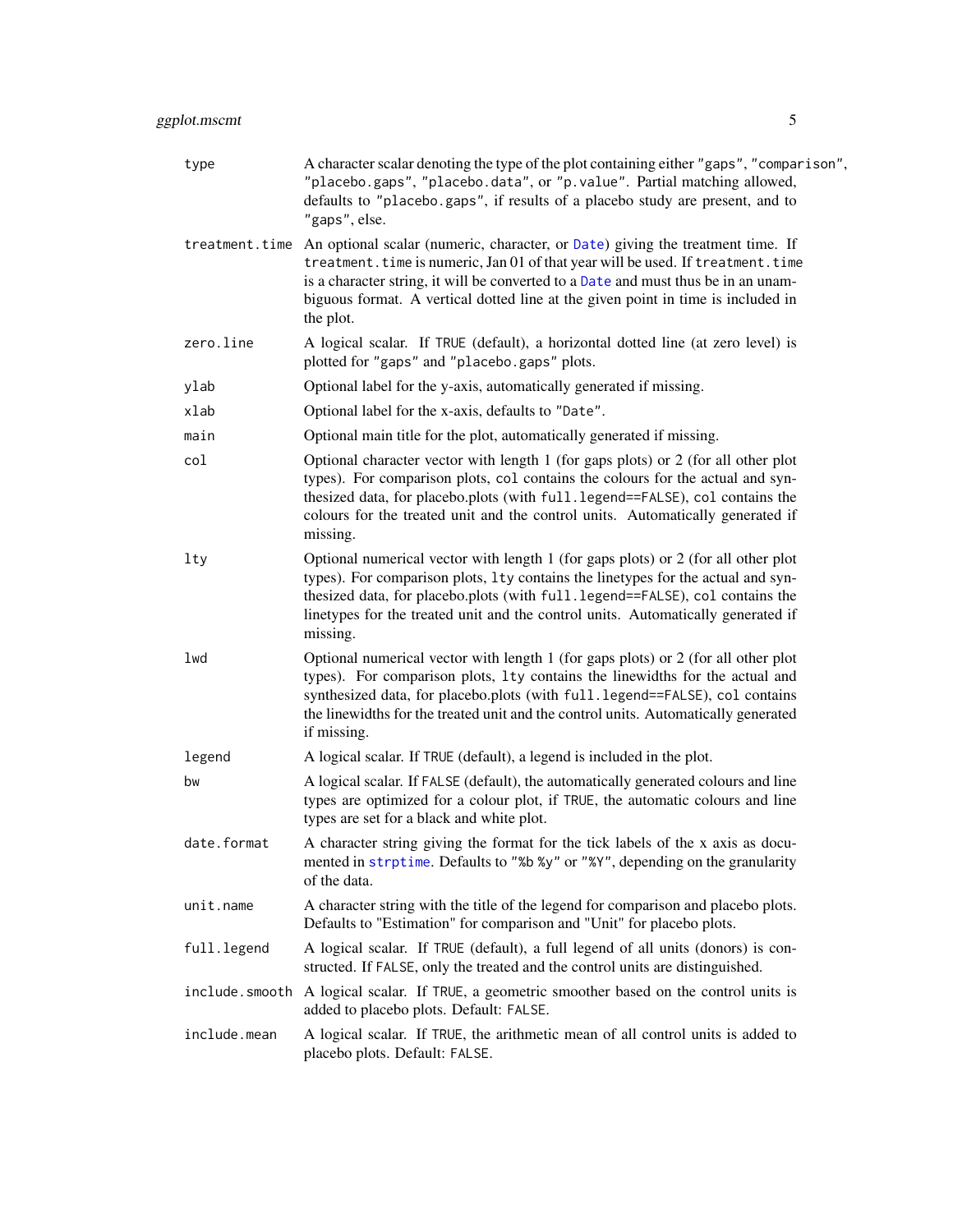| | |
|---|---|
| `type` | A character scalar denoting the type of the plot containing either `"gaps"`, `"comparison"`, `"placebo.gaps"`, `"placebo.data"`, or `"p.value"`. Partial matching allowed, defaults to `"placebo.gaps"`, if results of a placebo study are present, and to `"gaps"`, else. |
| `treatment.time` | An optional scalar (numeric, character, or `Date`) giving the treatment time. If `treatment.time` is numeric, Jan 01 of that year will be used. If `treatment.time` is a character string, it will be converted to a `Date` and must thus be in an unambiguous format. A vertical dotted line at the given point in time is included in the plot. |
| `zero.line` | A logical scalar. If `TRUE` (default), a horizontal dotted line (at zero level) is plotted for `"gaps"` and `"placebo.gaps"` plots. |
| `ylab` | Optional label for the y-axis, automatically generated if missing. |
| `xlab` | Optional label for the x-axis, defaults to `"Date"`. |
| `main` | Optional main title for the plot, automatically generated if missing. |
| `col` | Optional character vector with length 1 (for gaps plots) or 2 (for all other plot types). For comparison plots, `col` contains the colours for the actual and synthesized data, for placebo.plots (with `full.legend==FALSE`), `col` contains the colours for the treated unit and the control units. Automatically generated if missing. |
| `lty` | Optional numerical vector with length 1 (for gaps plots) or 2 (for all other plot types). For comparison plots, `lty` contains the linetypes for the actual and synthesized data, for placebo.plots (with `full.legend==FALSE`), `col` contains the linetypes for the treated unit and the control units. Automatically generated if missing. |
| `lwd` | Optional numerical vector with length 1 (for gaps plots) or 2 (for all other plot types). For comparison plots, `lty` contains the linewidths for the actual and synthesized data, for placebo.plots (with `full.legend==FALSE`), `col` contains the linewidths for the treated unit and the control units. Automatically generated if missing. |
| `legend` | A logical scalar. If `TRUE` (default), a legend is included in the plot. |
| `bw` | A logical scalar. If `FALSE` (default), the automatically generated colours and line types are optimized for a colour plot, if `TRUE`, the automatic colours and line types are set for a black and white plot. |
| `date.format` | A character string giving the format for the tick labels of the x axis as documented in `strptime`. Defaults to `"%b %y"` or `"%Y"`, depending on the granularity of the data. |
| `unit.name` | A character string with the title of the legend for comparison and placebo plots. Defaults to "Estimation" for comparison and "Unit" for placebo plots. |
| `full.legend` | A logical scalar. If `TRUE` (default), a full legend of all units (donors) is constructed. If `FALSE`, only the treated and the control units are distinguished. |
| `include.smooth` | A logical scalar. If `TRUE`, a geometric smoother based on the control units is added to placebo plots. Default: `FALSE`. |
| `include.mean` | A logical scalar. If `TRUE`, the arithmetic mean of all control units is added to placebo plots. Default: `FALSE`. |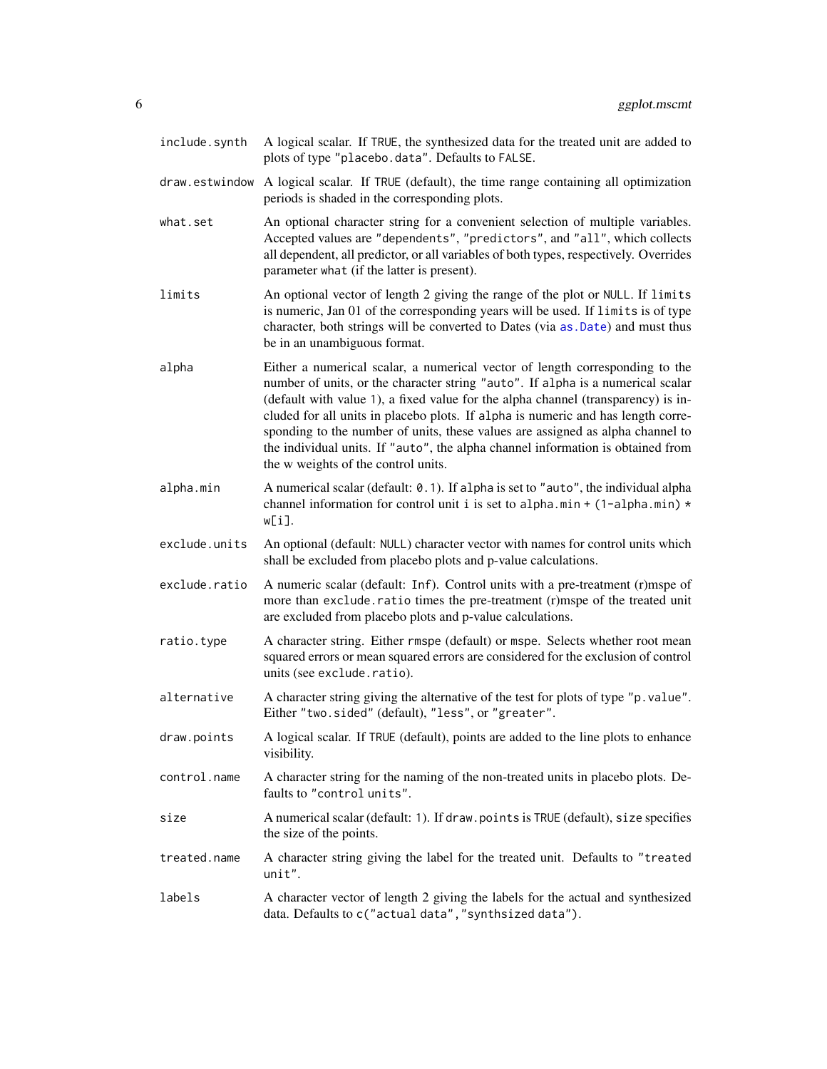| | |
|---|---|
| `include.synth` | A logical scalar. If `TRUE`, the synthesized data for the treated unit are added to plots of type `"placebo.data"`. Defaults to `FALSE`. |
| `draw.estwindow` | A logical scalar. If `TRUE` (default), the time range containing all optimization periods is shaded in the corresponding plots. |
| `what.set` | An optional character string for a convenient selection of multiple variables. Accepted values are `"dependents"`, `"predictors"`, and `"all"`, which collects all dependent, all predictor, or all variables of both types, respectively. Overrides parameter `what` (if the latter is present). |
| `limits` | An optional vector of length 2 giving the range of the plot or `NULL`. If `limits` is numeric, Jan 01 of the corresponding years will be used. If `limits` is of type character, both strings will be converted to Dates (via `as.Date`) and must thus be in an unambiguous format. |
| `alpha` | Either a numerical scalar, a numerical vector of length corresponding to the number of units, or the character string `"auto"`. If `alpha` is a numerical scalar (default with value `1`), a fixed value for the alpha channel (transparency) is included for all units in placebo plots. If `alpha` is numeric and has length corresponding to the number of units, these values are assigned as alpha channel to the individual units. If `"auto"`, the alpha channel information is obtained from the w weights of the control units. |
| `alpha.min` | A numerical scalar (default: `0.1`). If `alpha` is set to `"auto"`, the individual alpha channel information for control unit `i` is set to `alpha.min + (1-alpha.min) * w[i]`. |
| `exclude.units` | An optional (default: `NULL`) character vector with names for control units which shall be excluded from placebo plots and p-value calculations. |
| `exclude.ratio` | A numeric scalar (default: `Inf`). Control units with a pre-treatment (r)mspe of more than `exclude.ratio` times the pre-treatment (r)mspe of the treated unit are excluded from placebo plots and p-value calculations. |
| `ratio.type` | A character string. Either `rmspe` (default) or `mspe`. Selects whether root mean squared errors or mean squared errors are considered for the exclusion of control units (see `exclude.ratio`). |
| `alternative` | A character string giving the alternative of the test for plots of type `"p.value"`. Either `"two.sided"` (default), `"less"`, or `"greater"`. |
| `draw.points` | A logical scalar. If `TRUE` (default), points are added to the line plots to enhance visibility. |
| `control.name` | A character string for the naming of the non-treated units in placebo plots. Defaults to `"control units"`. |
| `size` | A numerical scalar (default: `1`). If `draw.points` is `TRUE` (default), `size` specifies the size of the points. |
| `treated.name` | A character string giving the label for the treated unit. Defaults to `"treated unit"`. |
| `labels` | A character vector of length 2 giving the labels for the actual and synthesized data. Defaults to `c("actual data","synthsized data")`. |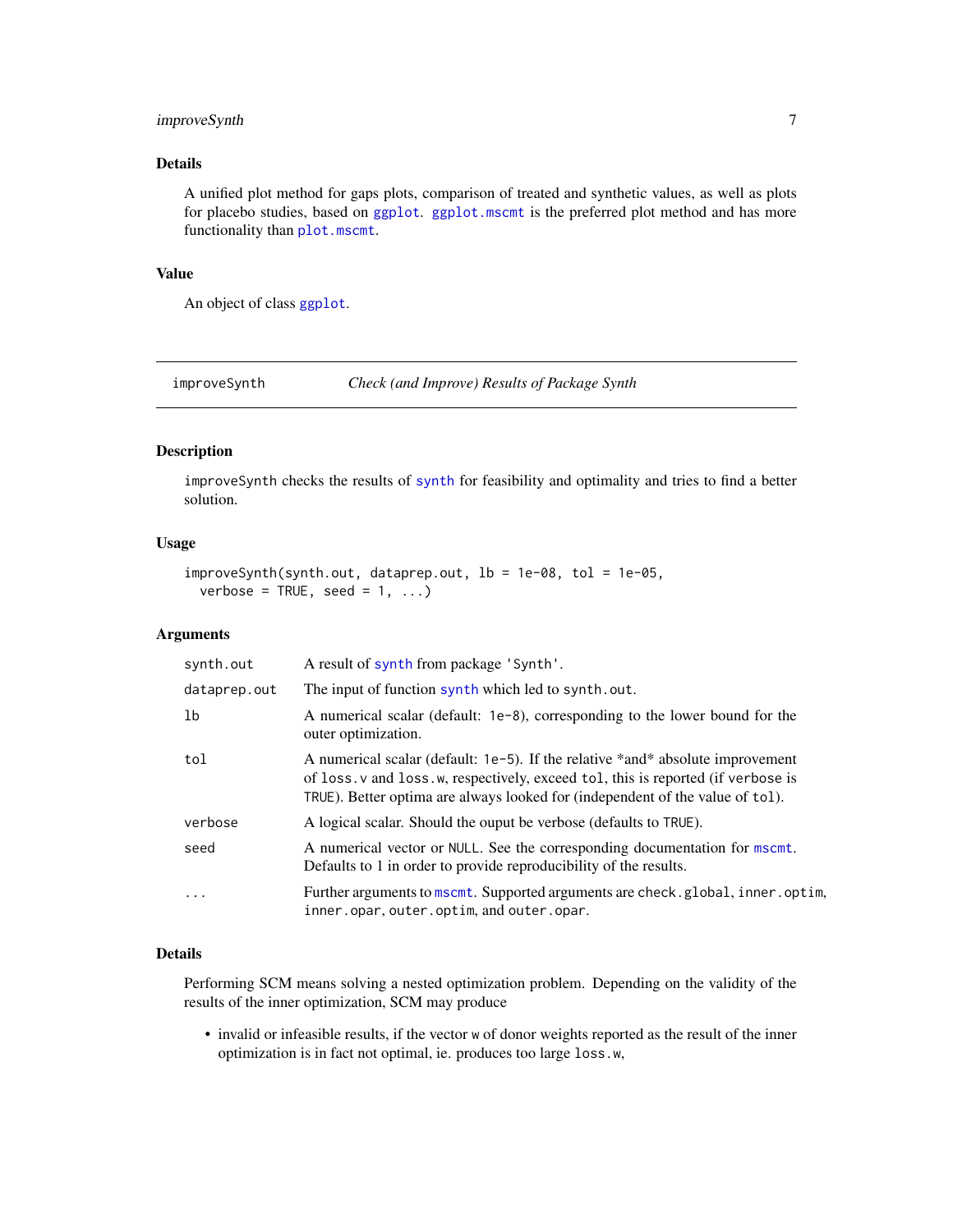### Details

A unified plot method for gaps plots, comparison of treated and synthetic values, as well as plots for placebo studies, based on `ggplot`. `ggplot.mscmt` is the preferred plot method and has more functionality than `plot.mscmt`.

### Value

An object of class `ggplot`.

---

## improveSynth — *Check (and Improve) Results of Package Synth*

### Description

`improveSynth` checks the results of `synth` for feasibility and optimality and tries to find a better solution.

### Usage

```
improveSynth(synth.out, dataprep.out, lb = 1e-08, tol = 1e-05,
  verbose = TRUE, seed = 1, ...)
```

### Arguments

| | |
|---|---|
| `synth.out` | A result of `synth` from package `'Synth'`. |
| `dataprep.out` | The input of function `synth` which led to `synth.out`. |
| `lb` | A numerical scalar (default: `1e-8`), corresponding to the lower bound for the outer optimization. |
| `tol` | A numerical scalar (default: `1e-5`). If the relative *and* absolute improvement of `loss.v` and `loss.w`, respectively, exceed `tol`, this is reported (if `verbose` is `TRUE`). Better optima are always looked for (independent of the value of `tol`). |
| `verbose` | A logical scalar. Should the ouput be verbose (defaults to `TRUE`). |
| `seed` | A numerical vector or `NULL`. See the corresponding documentation for `mscmt`. Defaults to 1 in order to provide reproducibility of the results. |
| `...` | Further arguments to `mscmt`. Supported arguments are `check.global`, `inner.optim`, `inner.opar`, `outer.optim`, and `outer.opar`. |

### Details

Performing SCM means solving a nested optimization problem. Depending on the validity of the results of the inner optimization, SCM may produce

- invalid or infeasible results, if the vector `w` of donor weights reported as the result of the inner optimization is in fact not optimal, ie. produces too large `loss.w`,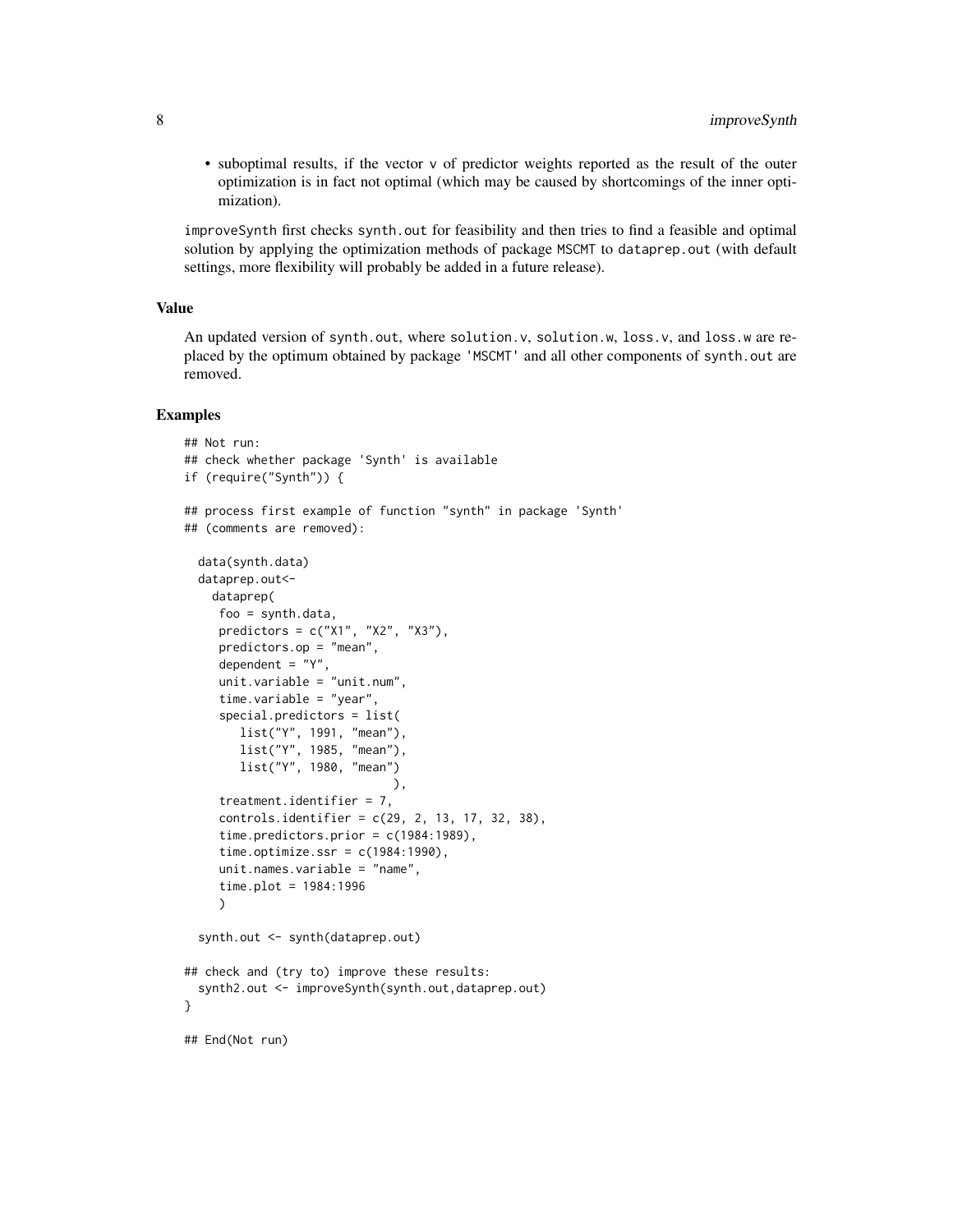- suboptimal results, if the vector v of predictor weights reported as the result of the outer optimization is in fact not optimal (which may be caused by shortcomings of the inner optimization).

improveSynth first checks synth.out for feasibility and then tries to find a feasible and optimal solution by applying the optimization methods of package MSCMT to dataprep.out (with default settings, more flexibility will probably be added in a future release).

### Value

An updated version of synth.out, where solution.v, solution.w, loss.v, and loss.w are replaced by the optimum obtained by package 'MSCMT' and all other components of synth.out are removed.

### Examples

```
## Not run:
## check whether package 'Synth' is available
if (require("Synth")) {

## process first example of function "synth" in package 'Synth'
## (comments are removed):

  data(synth.data)
  dataprep.out<-
    dataprep(
     foo = synth.data,
     predictors = c("X1", "X2", "X3"),
     predictors.op = "mean",
     dependent = "Y",
     unit.variable = "unit.num",
     time.variable = "year",
     special.predictors = list(
        list("Y", 1991, "mean"),
        list("Y", 1985, "mean"),
        list("Y", 1980, "mean")
                             ),
     treatment.identifier = 7,
     controls.identifier = c(29, 2, 13, 17, 32, 38),
     time.predictors.prior = c(1984:1989),
     time.optimize.ssr = c(1984:1990),
     unit.names.variable = "name",
     time.plot = 1984:1996
     )

  synth.out <- synth(dataprep.out)

## check and (try to) improve these results:
  synth2.out <- improveSynth(synth.out,dataprep.out)
}

## End(Not run)
```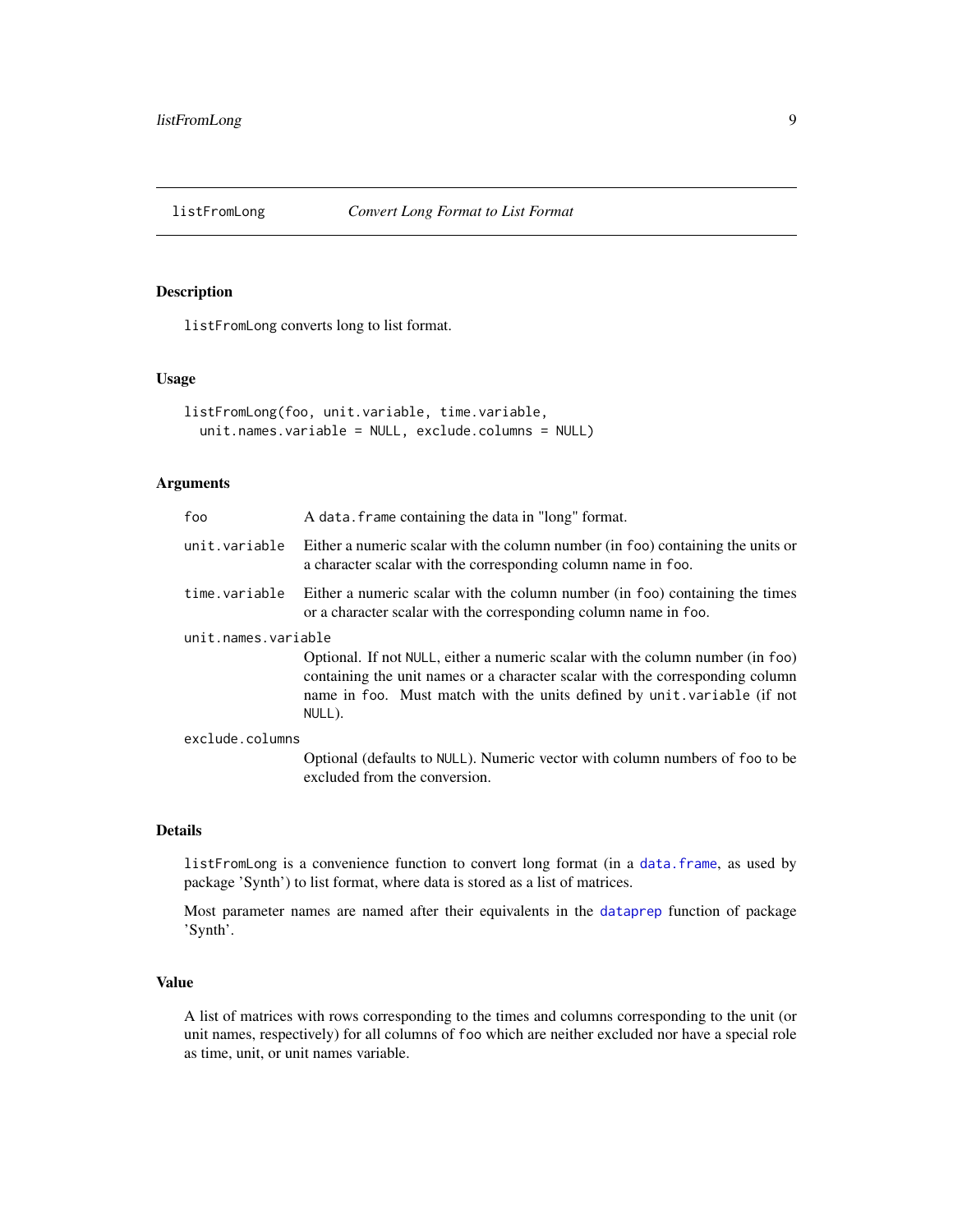# listFromLong — *Convert Long Format to List Format*

## Description

`listFromLong` converts long to list format.

## Usage

```
listFromLong(foo, unit.variable, time.variable,
  unit.names.variable = NULL, exclude.columns = NULL)
```

## Arguments

| | |
|---|---|
| `foo` | A `data.frame` containing the data in "long" format. |
| `unit.variable` | Either a numeric scalar with the column number (in `foo`) containing the units or a character scalar with the corresponding column name in `foo`. |
| `time.variable` | Either a numeric scalar with the column number (in `foo`) containing the times or a character scalar with the corresponding column name in `foo`. |
| `unit.names.variable` | Optional. If not `NULL`, either a numeric scalar with the column number (in `foo`) containing the unit names or a character scalar with the corresponding column name in `foo`. Must match with the units defined by `unit.variable` (if not `NULL`). |
| `exclude.columns` | Optional (defaults to `NULL`). Numeric vector with column numbers of `foo` to be excluded from the conversion. |

## Details

`listFromLong` is a convenience function to convert long format (in a `data.frame`, as used by package 'Synth') to list format, where data is stored as a list of matrices.

Most parameter names are named after their equivalents in the `dataprep` function of package 'Synth'.

## Value

A list of matrices with rows corresponding to the times and columns corresponding to the unit (or unit names, respectively) for all columns of `foo` which are neither excluded nor have a special role as time, unit, or unit names variable.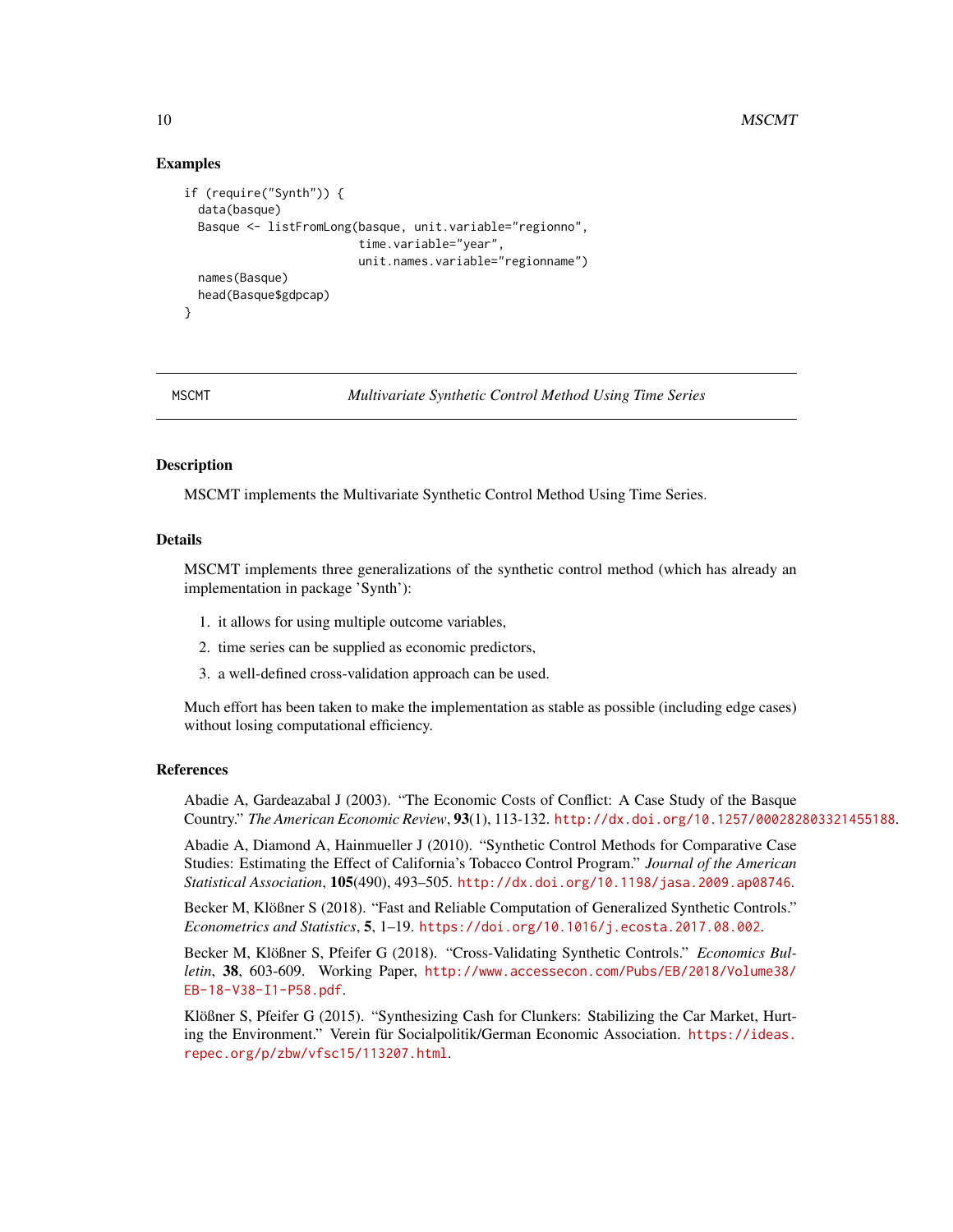### Examples

```
if (require("Synth")) {
  data(basque)
  Basque <- listFromLong(basque, unit.variable="regionno",
                         time.variable="year",
                         unit.names.variable="regionname")
  names(Basque)
  head(Basque$gdpcap)
}
```

---

## MSCMT — *Multivariate Synthetic Control Method Using Time Series*

---

### Description

MSCMT implements the Multivariate Synthetic Control Method Using Time Series.

### Details

MSCMT implements three generalizations of the synthetic control method (which has already an implementation in package 'Synth'):

1. it allows for using multiple outcome variables,
2. time series can be supplied as economic predictors,
3. a well-defined cross-validation approach can be used.

Much effort has been taken to make the implementation as stable as possible (including edge cases) without losing computational efficiency.

### References

Abadie A, Gardeazabal J (2003). "The Economic Costs of Conflict: A Case Study of the Basque Country." *The American Economic Review*, **93**(1), 113-132. http://dx.doi.org/10.1257/000282803321455188.

Abadie A, Diamond A, Hainmueller J (2010). "Synthetic Control Methods for Comparative Case Studies: Estimating the Effect of California's Tobacco Control Program." *Journal of the American Statistical Association*, **105**(490), 493–505. http://dx.doi.org/10.1198/jasa.2009.ap08746.

Becker M, Klößner S (2018). "Fast and Reliable Computation of Generalized Synthetic Controls." *Econometrics and Statistics*, **5**, 1–19. https://doi.org/10.1016/j.ecosta.2017.08.002.

Becker M, Klößner S, Pfeifer G (2018). "Cross-Validating Synthetic Controls." *Economics Bulletin*, **38**, 603-609. Working Paper, http://www.accessecon.com/Pubs/EB/2018/Volume38/EB-18-V38-I1-P58.pdf.

Klößner S, Pfeifer G (2015). "Synthesizing Cash for Clunkers: Stabilizing the Car Market, Hurting the Environment." Verein für Socialpolitik/German Economic Association. https://ideas.repec.org/p/zbw/vfsc15/113207.html.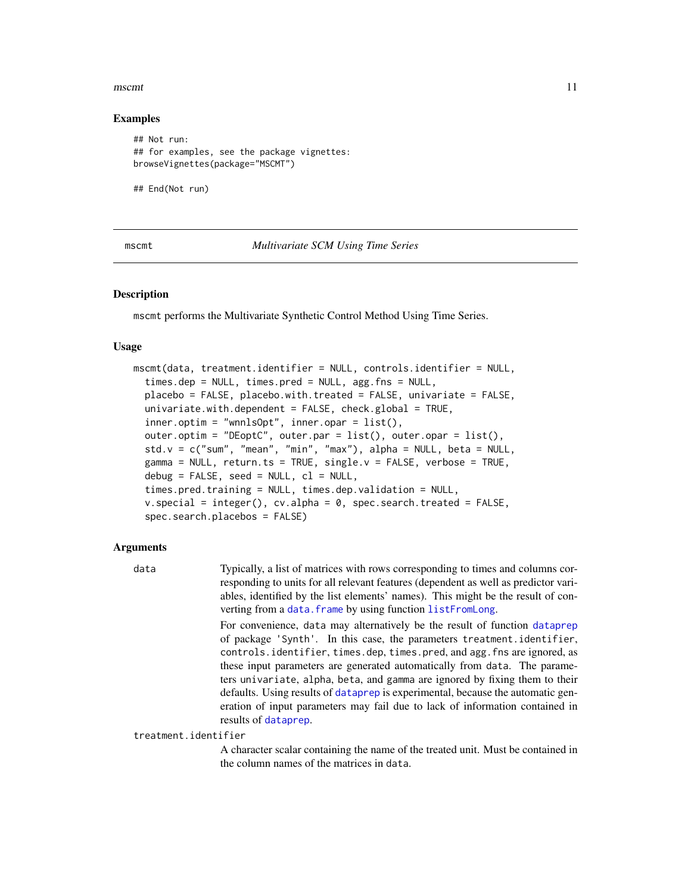### Examples

```
## Not run:
## for examples, see the package vignettes:
browseVignettes(package="MSCMT")

## End(Not run)
```

---

## mscmt — *Multivariate SCM Using Time Series*

### Description

mscmt performs the Multivariate Synthetic Control Method Using Time Series.

### Usage

```
mscmt(data, treatment.identifier = NULL, controls.identifier = NULL,
  times.dep = NULL, times.pred = NULL, agg.fns = NULL,
  placebo = FALSE, placebo.with.treated = FALSE, univariate = FALSE,
  univariate.with.dependent = FALSE, check.global = TRUE,
  inner.optim = "wnnlsOpt", inner.opar = list(),
  outer.optim = "DEoptC", outer.par = list(), outer.opar = list(),
  std.v = c("sum", "mean", "min", "max"), alpha = NULL, beta = NULL,
  gamma = NULL, return.ts = TRUE, single.v = FALSE, verbose = TRUE,
  debug = FALSE, seed = NULL, cl = NULL,
  times.pred.training = NULL, times.dep.validation = NULL,
  v.special = integer(), cv.alpha = 0, spec.search.treated = FALSE,
  spec.search.placebos = FALSE)
```

### Arguments

**data**
Typically, a list of matrices with rows corresponding to times and columns corresponding to units for all relevant features (dependent as well as predictor variables, identified by the list elements' names). This might be the result of converting from a data.frame by using function listFromLong.

For convenience, data may alternatively be the result of function dataprep of package 'Synth'. In this case, the parameters treatment.identifier, controls.identifier, times.dep, times.pred, and agg.fns are ignored, as these input parameters are generated automatically from data. The parameters univariate, alpha, beta, and gamma are ignored by fixing them to their defaults. Using results of dataprep is experimental, because the automatic generation of input parameters may fail due to lack of information contained in results of dataprep.

**treatment.identifier**
A character scalar containing the name of the treated unit. Must be contained in the column names of the matrices in data.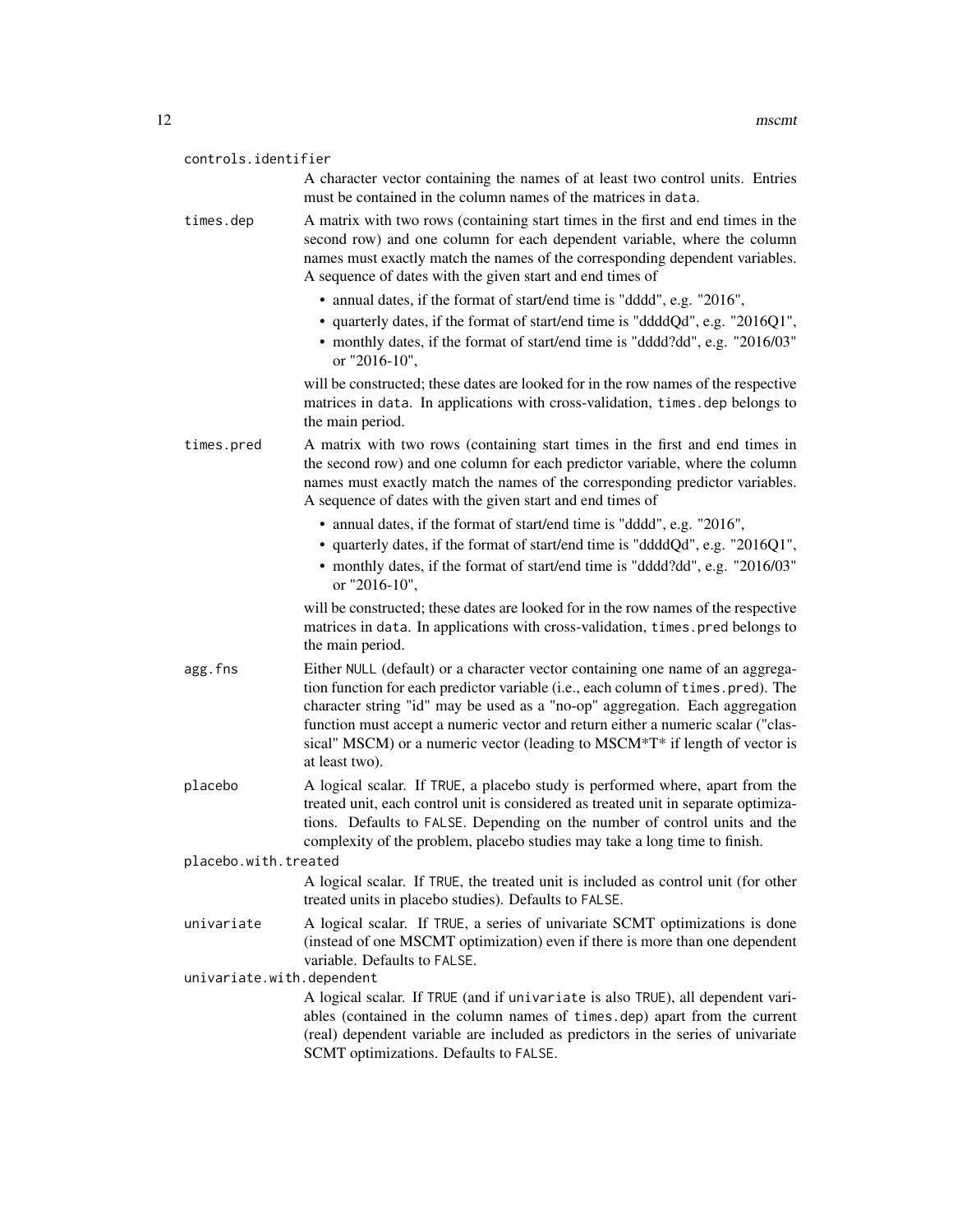`controls.identifier`
: A character vector containing the names of at least two control units. Entries must be contained in the column names of the matrices in `data`.

`times.dep`
: A matrix with two rows (containing start times in the first and end times in the second row) and one column for each dependent variable, where the column names must exactly match the names of the corresponding dependent variables. A sequence of dates with the given start and end times of

  - annual dates, if the format of start/end time is "dddd", e.g. "2016",
  - quarterly dates, if the format of start/end time is "ddddQd", e.g. "2016Q1",
  - monthly dates, if the format of start/end time is "dddd?dd", e.g. "2016/03" or "2016-10",

  will be constructed; these dates are looked for in the row names of the respective matrices in `data`. In applications with cross-validation, `times.dep` belongs to the main period.

`times.pred`
: A matrix with two rows (containing start times in the first and end times in the second row) and one column for each predictor variable, where the column names must exactly match the names of the corresponding predictor variables. A sequence of dates with the given start and end times of

  - annual dates, if the format of start/end time is "dddd", e.g. "2016",
  - quarterly dates, if the format of start/end time is "ddddQd", e.g. "2016Q1",
  - monthly dates, if the format of start/end time is "dddd?dd", e.g. "2016/03" or "2016-10",

  will be constructed; these dates are looked for in the row names of the respective matrices in `data`. In applications with cross-validation, `times.pred` belongs to the main period.

`agg.fns`
: Either `NULL` (default) or a character vector containing one name of an aggregation function for each predictor variable (i.e., each column of `times.pred`). The character string "id" may be used as a "no-op" aggregation. Each aggregation function must accept a numeric vector and return either a numeric scalar ("classical" MSCM) or a numeric vector (leading to MSCM*T* if length of vector is at least two).

`placebo`
: A logical scalar. If `TRUE`, a placebo study is performed where, apart from the treated unit, each control unit is considered as treated unit in separate optimizations. Defaults to `FALSE`. Depending on the number of control units and the complexity of the problem, placebo studies may take a long time to finish.

`placebo.with.treated`
: A logical scalar. If `TRUE`, the treated unit is included as control unit (for other treated units in placebo studies). Defaults to `FALSE`.

`univariate`
: A logical scalar. If `TRUE`, a series of univariate SCMT optimizations is done (instead of one MSCMT optimization) even if there is more than one dependent variable. Defaults to `FALSE`.

`univariate.with.dependent`
: A logical scalar. If `TRUE` (and if `univariate` is also `TRUE`), all dependent variables (contained in the column names of `times.dep`) apart from the current (real) dependent variable are included as predictors in the series of univariate SCMT optimizations. Defaults to `FALSE`.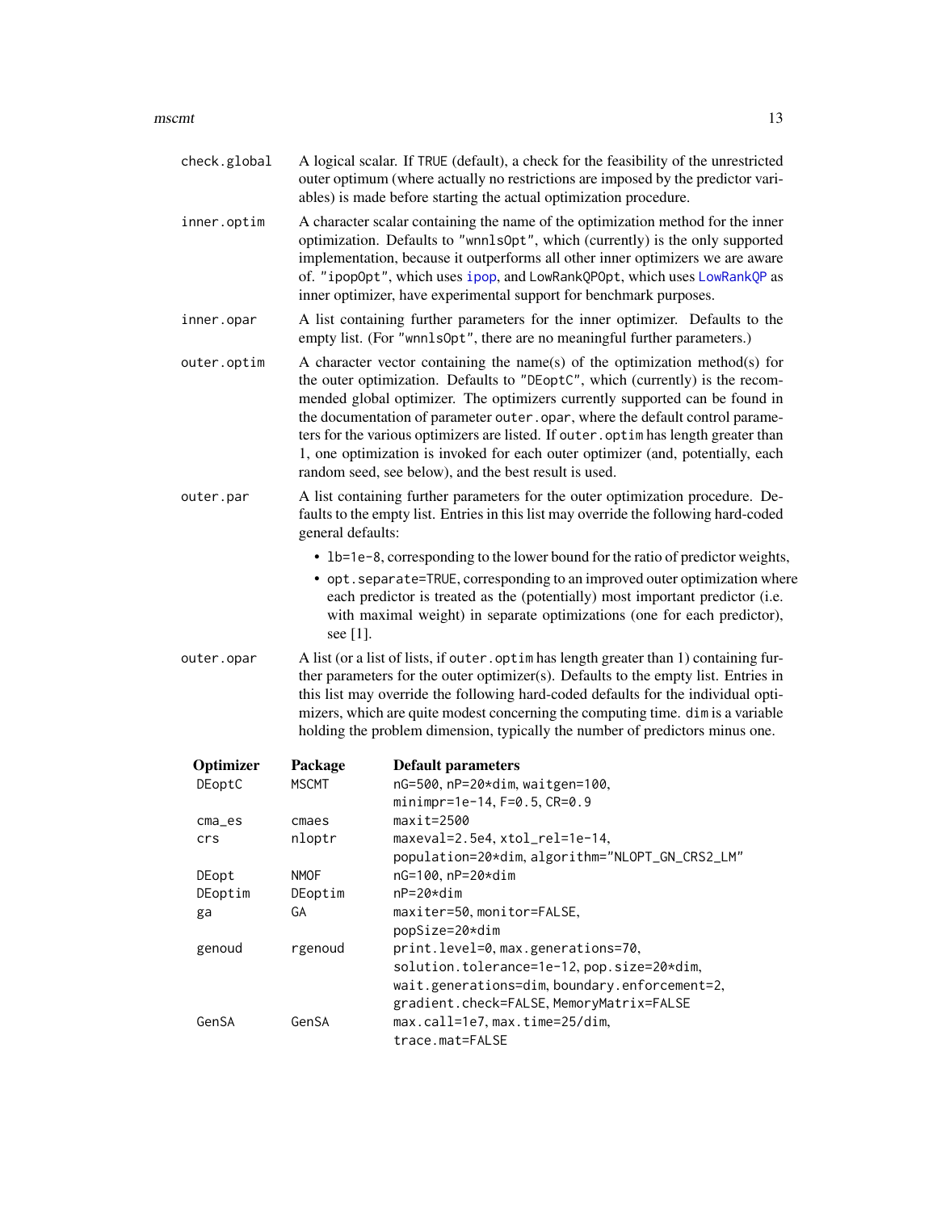`check.global` A logical scalar. If `TRUE` (default), a check for the feasibility of the unrestricted outer optimum (where actually no restrictions are imposed by the predictor variables) is made before starting the actual optimization procedure.

`inner.optim` A character scalar containing the name of the optimization method for the inner optimization. Defaults to `"wnnlsOpt"`, which (currently) is the only supported implementation, because it outperforms all other inner optimizers we are aware of. `"ipopOpt"`, which uses `ipop`, and `LowRankQPOpt`, which uses `LowRankQP` as inner optimizer, have experimental support for benchmark purposes.

`inner.opar` A list containing further parameters for the inner optimizer. Defaults to the empty list. (For `"wnnlsOpt"`, there are no meaningful further parameters.)

`outer.optim` A character vector containing the name(s) of the optimization method(s) for the outer optimization. Defaults to `"DEoptC"`, which (currently) is the recommended global optimizer. The optimizers currently supported can be found in the documentation of parameter `outer.opar`, where the default control parameters for the various optimizers are listed. If `outer.optim` has length greater than 1, one optimization is invoked for each outer optimizer (and, potentially, each random seed, see below), and the best result is used.

`outer.par` A list containing further parameters for the outer optimization procedure. Defaults to the empty list. Entries in this list may override the following hard-coded general defaults:

- `lb=1e-8`, corresponding to the lower bound for the ratio of predictor weights,
- `opt.separate=TRUE`, corresponding to an improved outer optimization where each predictor is treated as the (potentially) most important predictor (i.e. with maximal weight) in separate optimizations (one for each predictor), see [1].

`outer.opar` A list (or a list of lists, if `outer.optim` has length greater than 1) containing further parameters for the outer optimizer(s). Defaults to the empty list. Entries in this list may override the following hard-coded defaults for the individual optimizers, which are quite modest concerning the computing time. `dim` is a variable holding the problem dimension, typically the number of predictors minus one.

| Optimizer | Package | Default parameters |
|---|---|---|
| `DEoptC` | `MSCMT` | `nG=500`, `nP=20*dim`, `waitgen=100`, `minimpr=1e-14`, `F=0.5`, `CR=0.9` |
| `cma_es` | `cmaes` | `maxit=2500` |
| `crs` | `nloptr` | `maxeval=2.5e4`, `xtol_rel=1e-14`, `population=20*dim`, `algorithm="NLOPT_GN_CRS2_LM"` |
| `DEopt` | `NMOF` | `nG=100`, `nP=20*dim` |
| `DEoptim` | `DEoptim` | `nP=20*dim` |
| `ga` | `GA` | `maxiter=50`, `monitor=FALSE`, `popSize=20*dim` |
| `genoud` | `rgenoud` | `print.level=0`, `max.generations=70`, `solution.tolerance=1e-12`, `pop.size=20*dim`, `wait.generations=dim`, `boundary.enforcement=2`, `gradient.check=FALSE`, `MemoryMatrix=FALSE` |
| `GenSA` | `GenSA` | `max.call=1e7`, `max.time=25/dim`, `trace.mat=FALSE` |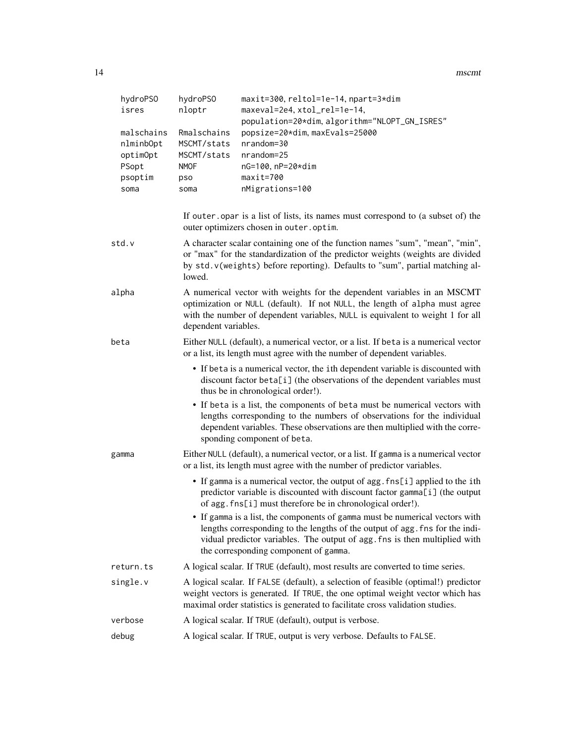| | | |
|---|---|---|
| hydroPSO | hydroPSO | maxit=300, reltol=1e-14, npart=3*dim |
| isres | nloptr | maxeval=2e4, xtol_rel=1e-14, population=20*dim, algorithm="NLOPT_GN_ISRES" |
| malschains | Rmalschains | popsize=20*dim, maxEvals=25000 |
| nlminbOpt | MSCMT/stats | nrandom=30 |
| optimOpt | MSCMT/stats | nrandom=25 |
| PSopt | NMOF | nG=100, nP=20*dim |
| psoptim | pso | maxit=700 |
| soma | soma | nMigrations=100 |

If `outer.opar` is a list of lists, its names must correspond to (a subset of) the outer optimizers chosen in `outer.optim`.

**std.v**
A character scalar containing one of the function names "sum", "mean", "min", or "max" for the standardization of the predictor weights (weights are divided by `std.v(weights)` before reporting). Defaults to "sum", partial matching allowed.

**alpha**
A numerical vector with weights for the dependent variables in an MSCMT optimization or NULL (default). If not NULL, the length of alpha must agree with the number of dependent variables, NULL is equivalent to weight 1 for all dependent variables.

**beta**
Either NULL (default), a numerical vector, or a list. If beta is a numerical vector or a list, its length must agree with the number of dependent variables.

- If beta is a numerical vector, the ith dependent variable is discounted with discount factor `beta[i]` (the observations of the dependent variables must thus be in chronological order!).
- If beta is a list, the components of beta must be numerical vectors with lengths corresponding to the numbers of observations for the individual dependent variables. These observations are then multiplied with the corresponding component of beta.

**gamma**
Either NULL (default), a numerical vector, or a list. If gamma is a numerical vector or a list, its length must agree with the number of predictor variables.

- If gamma is a numerical vector, the output of `agg.fns[i]` applied to the ith predictor variable is discounted with discount factor `gamma[i]` (the output of `agg.fns[i]` must therefore be in chronological order!).
- If gamma is a list, the components of gamma must be numerical vectors with lengths corresponding to the lengths of the output of `agg.fns` for the individual predictor variables. The output of `agg.fns` is then multiplied with the corresponding component of gamma.

**return.ts**
A logical scalar. If TRUE (default), most results are converted to time series.

**single.v**
A logical scalar. If FALSE (default), a selection of feasible (optimal!) predictor weight vectors is generated. If TRUE, the one optimal weight vector which has maximal order statistics is generated to facilitate cross validation studies.

**verbose**
A logical scalar. If TRUE (default), output is verbose.

**debug**
A logical scalar. If TRUE, output is very verbose. Defaults to FALSE.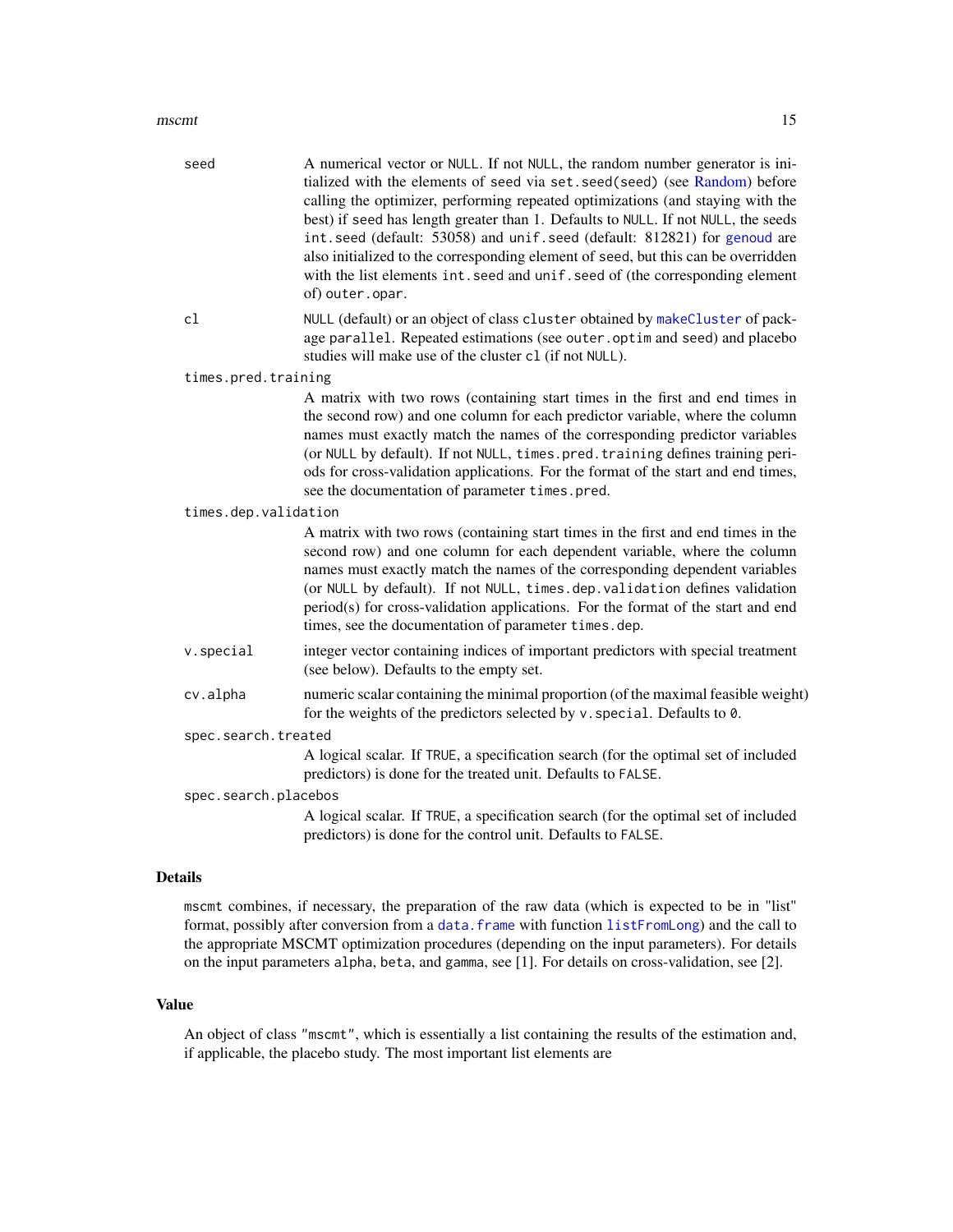seed
: A numerical vector or NULL. If not NULL, the random number generator is initialized with the elements of seed via `set.seed(seed)` (see Random) before calling the optimizer, performing repeated optimizations (and staying with the best) if seed has length greater than 1. Defaults to NULL. If not NULL, the seeds `int.seed` (default: 53058) and `unif.seed` (default: 812821) for genoud are also initialized to the corresponding element of seed, but this can be overridden with the list elements `int.seed` and `unif.seed` of (the corresponding element of) `outer.opar`.

cl
: NULL (default) or an object of class cluster obtained by makeCluster of package parallel. Repeated estimations (see `outer.optim` and seed) and placebo studies will make use of the cluster cl (if not NULL).

times.pred.training
: A matrix with two rows (containing start times in the first and end times in the second row) and one column for each predictor variable, where the column names must exactly match the names of the corresponding predictor variables (or NULL by default). If not NULL, `times.pred.training` defines training periods for cross-validation applications. For the format of the start and end times, see the documentation of parameter `times.pred`.

times.dep.validation
: A matrix with two rows (containing start times in the first and end times in the second row) and one column for each dependent variable, where the column names must exactly match the names of the corresponding dependent variables (or NULL by default). If not NULL, `times.dep.validation` defines validation period(s) for cross-validation applications. For the format of the start and end times, see the documentation of parameter `times.dep`.

v.special
: integer vector containing indices of important predictors with special treatment (see below). Defaults to the empty set.

cv.alpha
: numeric scalar containing the minimal proportion (of the maximal feasible weight) for the weights of the predictors selected by `v.special`. Defaults to 0.

spec.search.treated
: A logical scalar. If TRUE, a specification search (for the optimal set of included predictors) is done for the treated unit. Defaults to FALSE.

spec.search.placebos
: A logical scalar. If TRUE, a specification search (for the optimal set of included predictors) is done for the control unit. Defaults to FALSE.

## Details

mscmt combines, if necessary, the preparation of the raw data (which is expected to be in "list" format, possibly after conversion from a data.frame with function listFromLong) and the call to the appropriate MSCMT optimization procedures (depending on the input parameters). For details on the input parameters alpha, beta, and gamma, see [1]. For details on cross-validation, see [2].

## Value

An object of class "mscmt", which is essentially a list containing the results of the estimation and, if applicable, the placebo study. The most important list elements are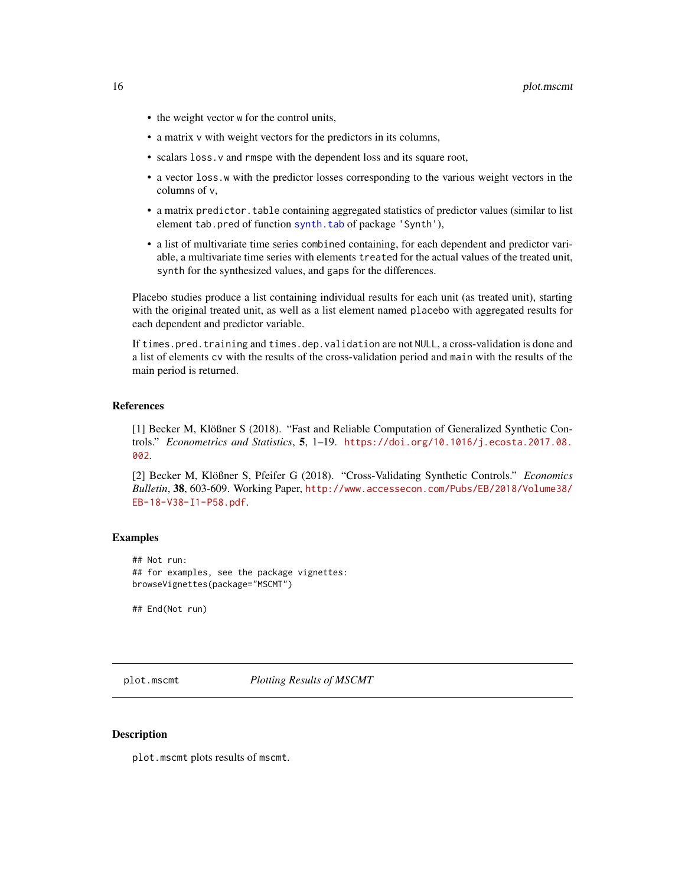- the weight vector `w` for the control units,
- a matrix `v` with weight vectors for the predictors in its columns,
- scalars `loss.v` and `rmspe` with the dependent loss and its square root,
- a vector `loss.w` with the predictor losses corresponding to the various weight vectors in the columns of `v`,
- a matrix `predictor.table` containing aggregated statistics of predictor values (similar to list element `tab.pred` of function `synth.tab` of package `'Synth'`),
- a list of multivariate time series `combined` containing, for each dependent and predictor variable, a multivariate time series with elements `treated` for the actual values of the treated unit, `synth` for the synthesized values, and `gaps` for the differences.

Placebo studies produce a list containing individual results for each unit (as treated unit), starting with the original treated unit, as well as a list element named `placebo` with aggregated results for each dependent and predictor variable.

If `times.pred.training` and `times.dep.validation` are not `NULL`, a cross-validation is done and a list of elements `cv` with the results of the cross-validation period and `main` with the results of the main period is returned.

### References

[1] Becker M, Klößner S (2018). "Fast and Reliable Computation of Generalized Synthetic Controls." *Econometrics and Statistics*, **5**, 1–19. https://doi.org/10.1016/j.ecosta.2017.08.002.

[2] Becker M, Klößner S, Pfeifer G (2018). "Cross-Validating Synthetic Controls." *Economics Bulletin*, **38**, 603-609. Working Paper, http://www.accessecon.com/Pubs/EB/2018/Volume38/EB-18-V38-I1-P58.pdf.

### Examples

```
## Not run:
## for examples, see the package vignettes:
browseVignettes(package="MSCMT")

## End(Not run)
```

---

## plot.mscmt — *Plotting Results of MSCMT*

### Description

`plot.mscmt` plots results of `mscmt`.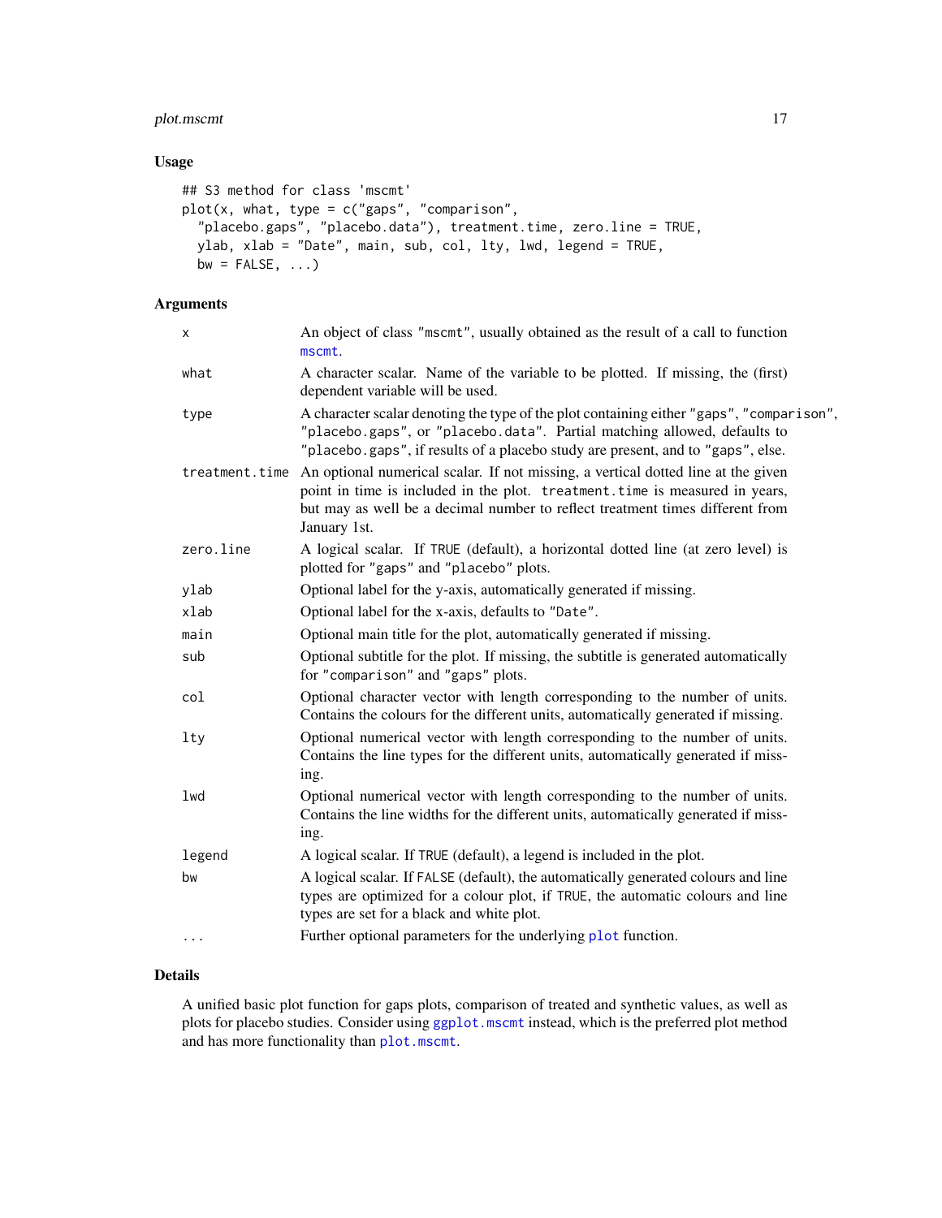## Usage

```
## S3 method for class 'mscmt'
plot(x, what, type = c("gaps", "comparison",
  "placebo.gaps", "placebo.data"), treatment.time, zero.line = TRUE,
  ylab, xlab = "Date", main, sub, col, lty, lwd, legend = TRUE,
  bw = FALSE, ...)
```

## Arguments

| | |
|---|---|
| `x` | An object of class "mscmt", usually obtained as the result of a call to function `mscmt`. |
| `what` | A character scalar. Name of the variable to be plotted. If missing, the (first) dependent variable will be used. |
| `type` | A character scalar denoting the type of the plot containing either "gaps", "comparison", "placebo.gaps", or "placebo.data". Partial matching allowed, defaults to "placebo.gaps", if results of a placebo study are present, and to "gaps", else. |
| `treatment.time` | An optional numerical scalar. If not missing, a vertical dotted line at the given point in time is included in the plot. `treatment.time` is measured in years, but may as well be a decimal number to reflect treatment times different from January 1st. |
| `zero.line` | A logical scalar. If TRUE (default), a horizontal dotted line (at zero level) is plotted for "gaps" and "placebo" plots. |
| `ylab` | Optional label for the y-axis, automatically generated if missing. |
| `xlab` | Optional label for the x-axis, defaults to "Date". |
| `main` | Optional main title for the plot, automatically generated if missing. |
| `sub` | Optional subtitle for the plot. If missing, the subtitle is generated automatically for "comparison" and "gaps" plots. |
| `col` | Optional character vector with length corresponding to the number of units. Contains the colours for the different units, automatically generated if missing. |
| `lty` | Optional numerical vector with length corresponding to the number of units. Contains the line types for the different units, automatically generated if missing. |
| `lwd` | Optional numerical vector with length corresponding to the number of units. Contains the line widths for the different units, automatically generated if missing. |
| `legend` | A logical scalar. If TRUE (default), a legend is included in the plot. |
| `bw` | A logical scalar. If FALSE (default), the automatically generated colours and line types are optimized for a colour plot, if TRUE, the automatic colours and line types are set for a black and white plot. |
| `...` | Further optional parameters for the underlying `plot` function. |

## Details

A unified basic plot function for gaps plots, comparison of treated and synthetic values, as well as plots for placebo studies. Consider using `ggplot.mscmt` instead, which is the preferred plot method and has more functionality than `plot.mscmt`.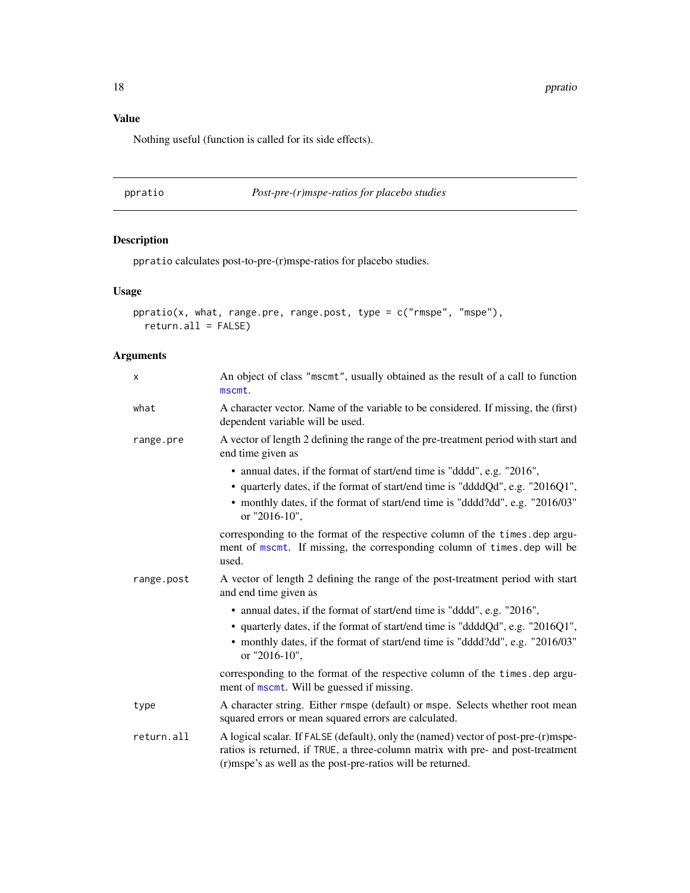## Value

Nothing useful (function is called for its side effects).

---

## pperatio — *Post-pre-(r)mspe-ratios for placebo studies*

### Description

`ppratio` calculates post-to-pre-(r)mspe-ratios for placebo studies.

### Usage

```
ppratio(x, what, range.pre, range.post, type = c("rmspe", "mspe"),
  return.all = FALSE)
```

### Arguments

| | |
|---|---|
| `x` | An object of class `"mscmt"`, usually obtained as the result of a call to function `mscmt`. |
| `what` | A character vector. Name of the variable to be considered. If missing, the (first) dependent variable will be used. |
| `range.pre` | A vector of length 2 defining the range of the pre-treatment period with start and end time given as<br>• annual dates, if the format of start/end time is "dddd", e.g. "2016",<br>• quarterly dates, if the format of start/end time is "ddddQd", e.g. "2016Q1",<br>• monthly dates, if the format of start/end time is "dddd?dd", e.g. "2016/03" or "2016-10",<br><br>corresponding to the format of the respective column of the `times.dep` argument of `mscmt`. If missing, the corresponding column of `times.dep` will be used. |
| `range.post` | A vector of length 2 defining the range of the post-treatment period with start and end time given as<br>• annual dates, if the format of start/end time is "dddd", e.g. "2016",<br>• quarterly dates, if the format of start/end time is "ddddQd", e.g. "2016Q1",<br>• monthly dates, if the format of start/end time is "dddd?dd", e.g. "2016/03" or "2016-10",<br><br>corresponding to the format of the respective column of the `times.dep` argument of `mscmt`. Will be guessed if missing. |
| `type` | A character string. Either `rmspe` (default) or `mspe`. Selects whether root mean squared errors or mean squared errors are calculated. |
| `return.all` | A logical scalar. If `FALSE` (default), only the (named) vector of post-pre-(r)mspe-ratios is returned, if `TRUE`, a three-column matrix with pre- and post-treatment (r)mspe's as well as the post-pre-ratios will be returned. |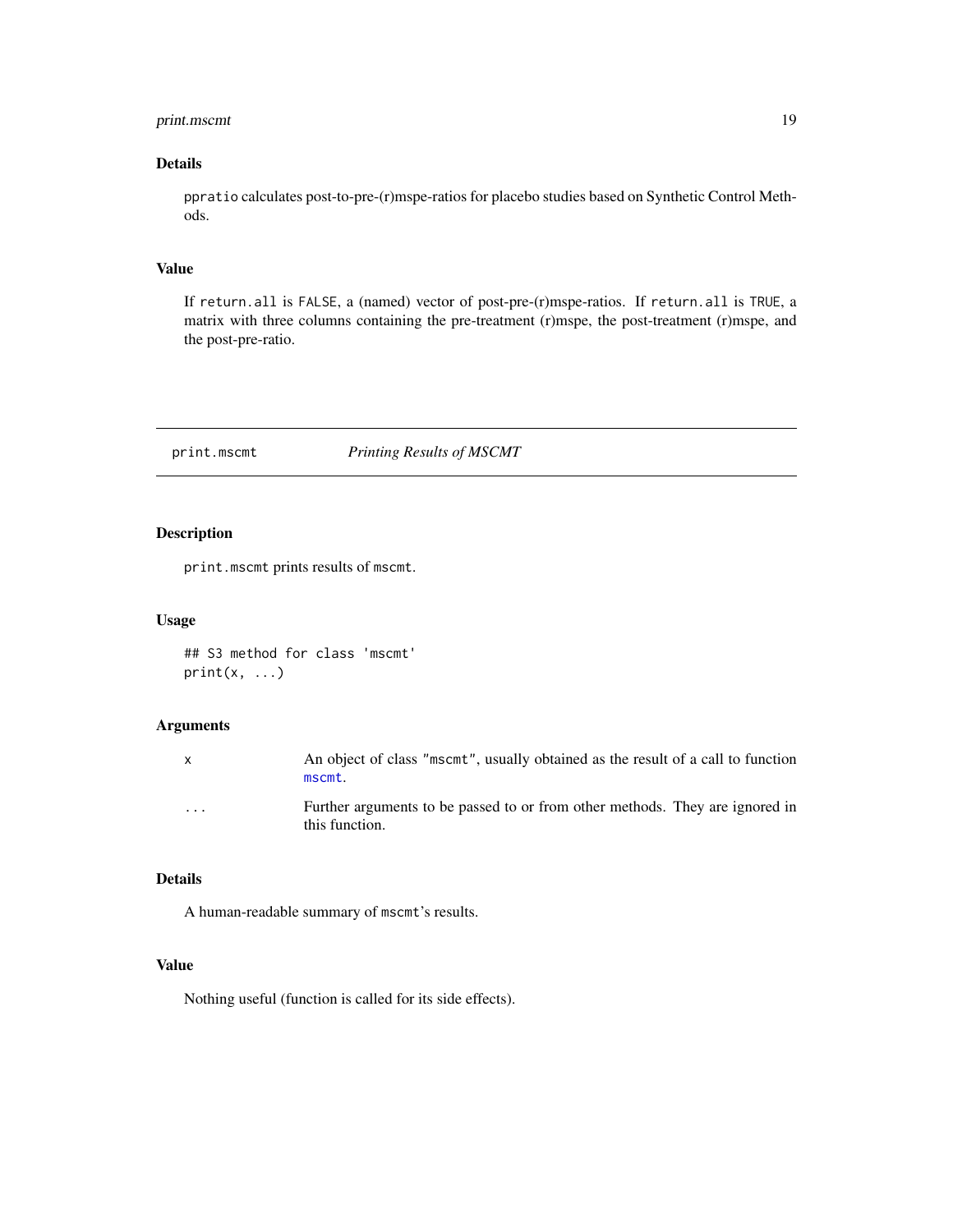### Details

`ppratio` calculates post-to-pre-(r)mspe-ratios for placebo studies based on Synthetic Control Methods.

### Value

If `return.all` is `FALSE`, a (named) vector of post-pre-(r)mspe-ratios. If `return.all` is `TRUE`, a matrix with three columns containing the pre-treatment (r)mspe, the post-treatment (r)mspe, and the post-pre-ratio.

---

## print.mscmt — *Printing Results of MSCMT*

### Description

`print.mscmt` prints results of `mscmt`.

### Usage

```
## S3 method for class 'mscmt'
print(x, ...)
```

### Arguments

| | |
|---|---|
| `x` | An object of class `"mscmt"`, usually obtained as the result of a call to function `mscmt`. |
| `...` | Further arguments to be passed to or from other methods. They are ignored in this function. |

### Details

A human-readable summary of `mscmt`'s results.

### Value

Nothing useful (function is called for its side effects).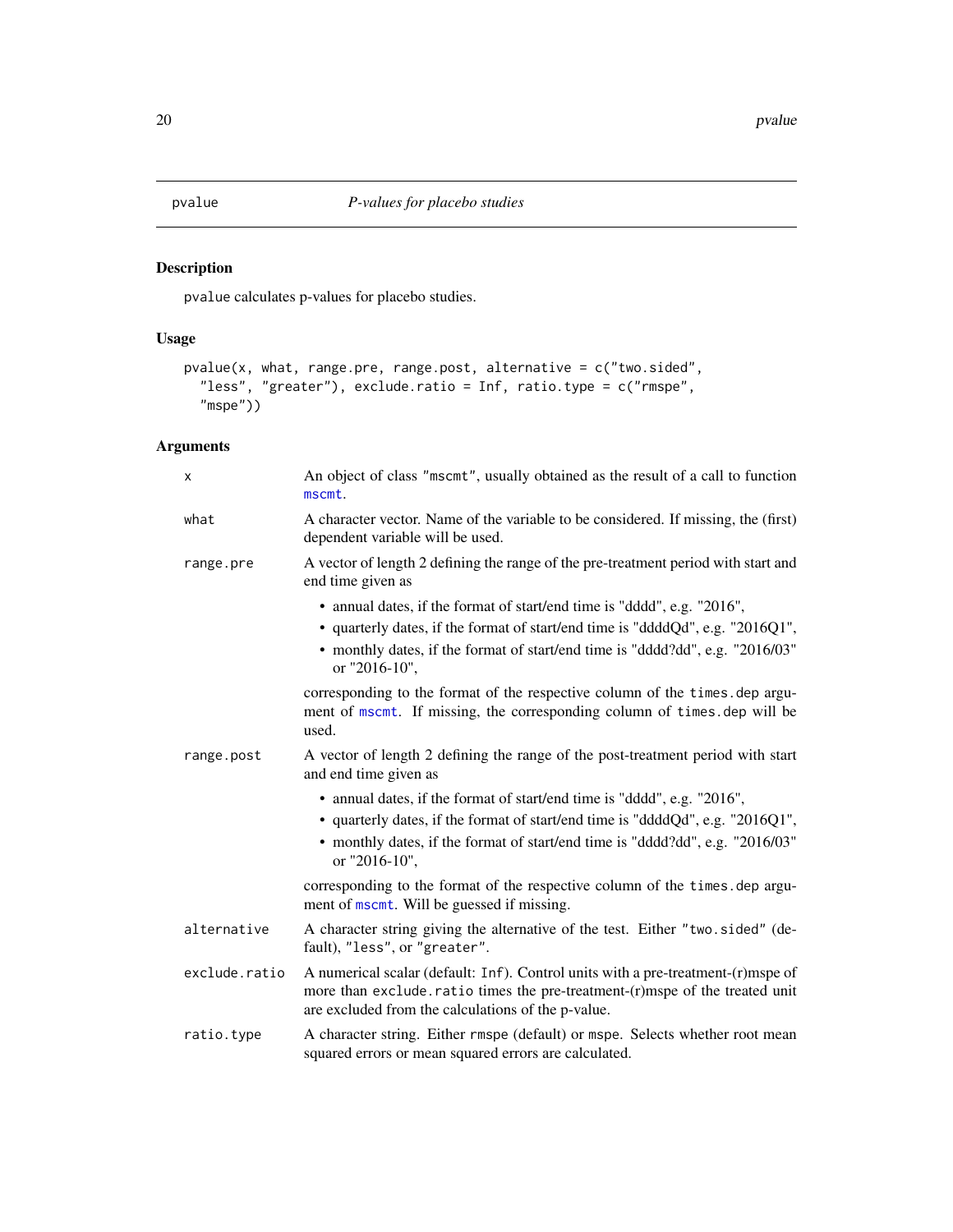pvalue *P-values for placebo studies*

## Description

pvalue calculates p-values for placebo studies.

## Usage

```
pvalue(x, what, range.pre, range.post, alternative = c("two.sided",
  "less", "greater"), exclude.ratio = Inf, ratio.type = c("rmspe",
  "mspe"))
```

## Arguments

| | |
|---|---|
| x | An object of class "mscmt", usually obtained as the result of a call to function mscmt. |
| what | A character vector. Name of the variable to be considered. If missing, the (first) dependent variable will be used. |
| range.pre | A vector of length 2 defining the range of the pre-treatment period with start and end time given as<br>• annual dates, if the format of start/end time is "dddd", e.g. "2016",<br>• quarterly dates, if the format of start/end time is "ddddQd", e.g. "2016Q1",<br>• monthly dates, if the format of start/end time is "dddd?dd", e.g. "2016/03" or "2016-10",<br>corresponding to the format of the respective column of the times.dep argument of mscmt. If missing, the corresponding column of times.dep will be used. |
| range.post | A vector of length 2 defining the range of the post-treatment period with start and end time given as<br>• annual dates, if the format of start/end time is "dddd", e.g. "2016",<br>• quarterly dates, if the format of start/end time is "ddddQd", e.g. "2016Q1",<br>• monthly dates, if the format of start/end time is "dddd?dd", e.g. "2016/03" or "2016-10",<br>corresponding to the format of the respective column of the times.dep argument of mscmt. Will be guessed if missing. |
| alternative | A character string giving the alternative of the test. Either "two.sided" (default), "less", or "greater". |
| exclude.ratio | A numerical scalar (default: Inf). Control units with a pre-treatment-(r)mspe of more than exclude.ratio times the pre-treatment-(r)mspe of the treated unit are excluded from the calculations of the p-value. |
| ratio.type | A character string. Either rmspe (default) or mspe. Selects whether root mean squared errors or mean squared errors are calculated. |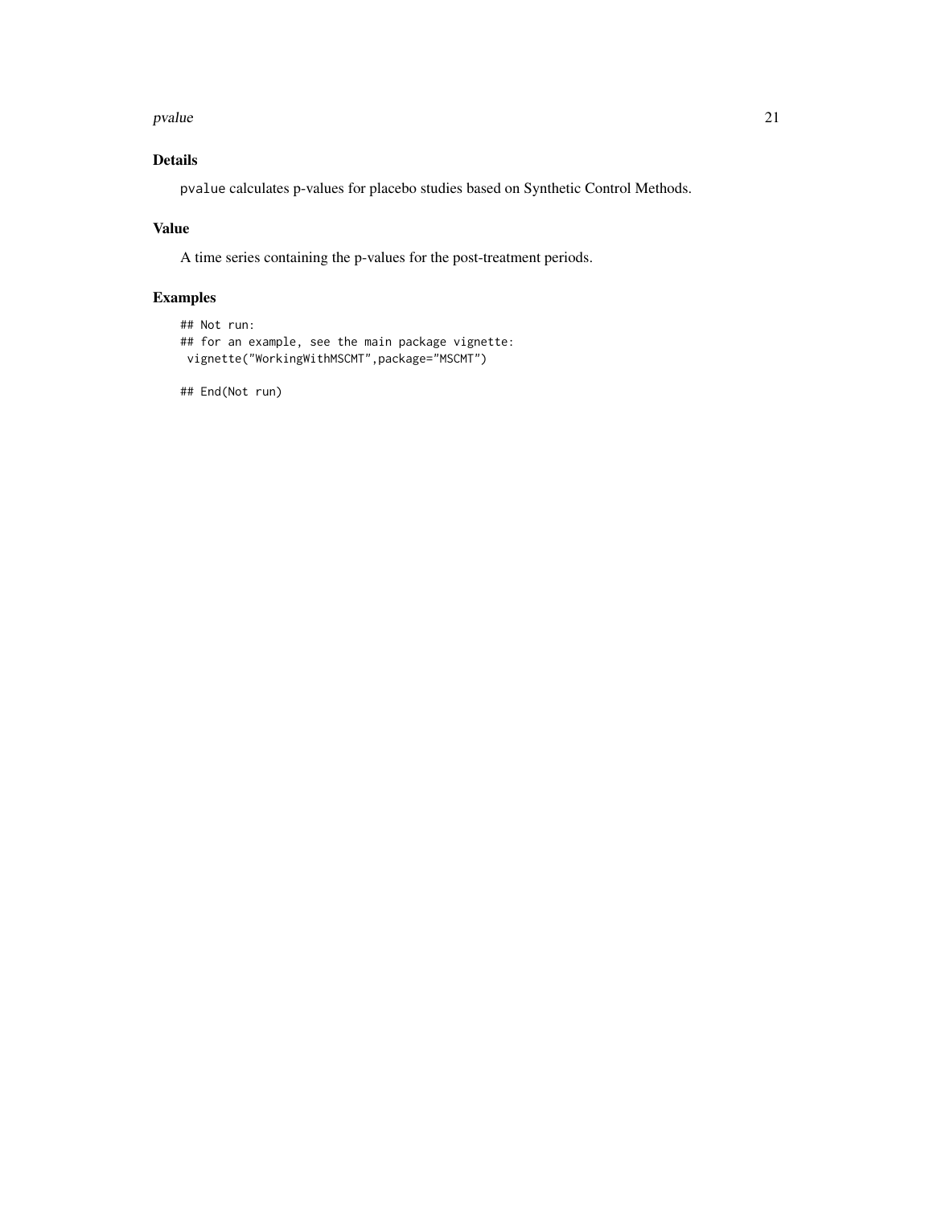## Details

pvalue calculates p-values for placebo studies based on Synthetic Control Methods.

## Value

A time series containing the p-values for the post-treatment periods.

## Examples

```
## Not run:
## for an example, see the main package vignette:
 vignette("WorkingWithMSCMT",package="MSCMT")

## End(Not run)
```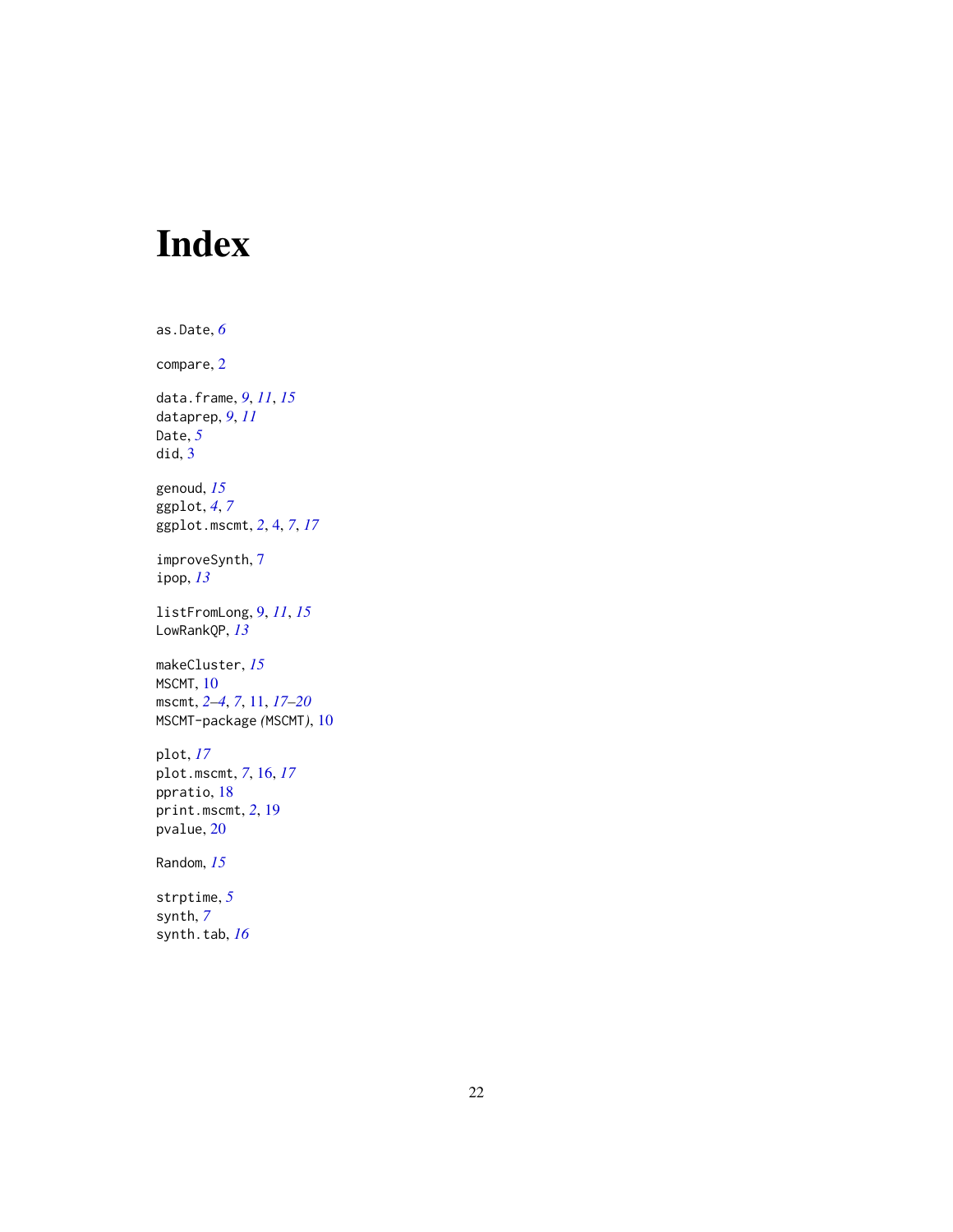# Index

as.Date, *6*

compare, 2

data.frame, *9*, *11*, *15*
dataprep, *9*, *11*
Date, *5*
did, 3

genoud, *15*
ggplot, *4*, *7*
ggplot.mscmt, *2*, 4, *7*, *17*

improveSynth, 7
ipop, *13*

listFromLong, 9, *11*, *15*
LowRankQP, *13*

makeCluster, *15*
MSCMT, 10
mscmt, *2–4*, *7*, 11, *17–20*
MSCMT-package (MSCMT), 10

plot, *17*
plot.mscmt, *7*, 16, *17*
ppratio, 18
print.mscmt, *2*, 19
pvalue, 20

Random, *15*

strptime, *5*
synth, *7*
synth.tab, *16*